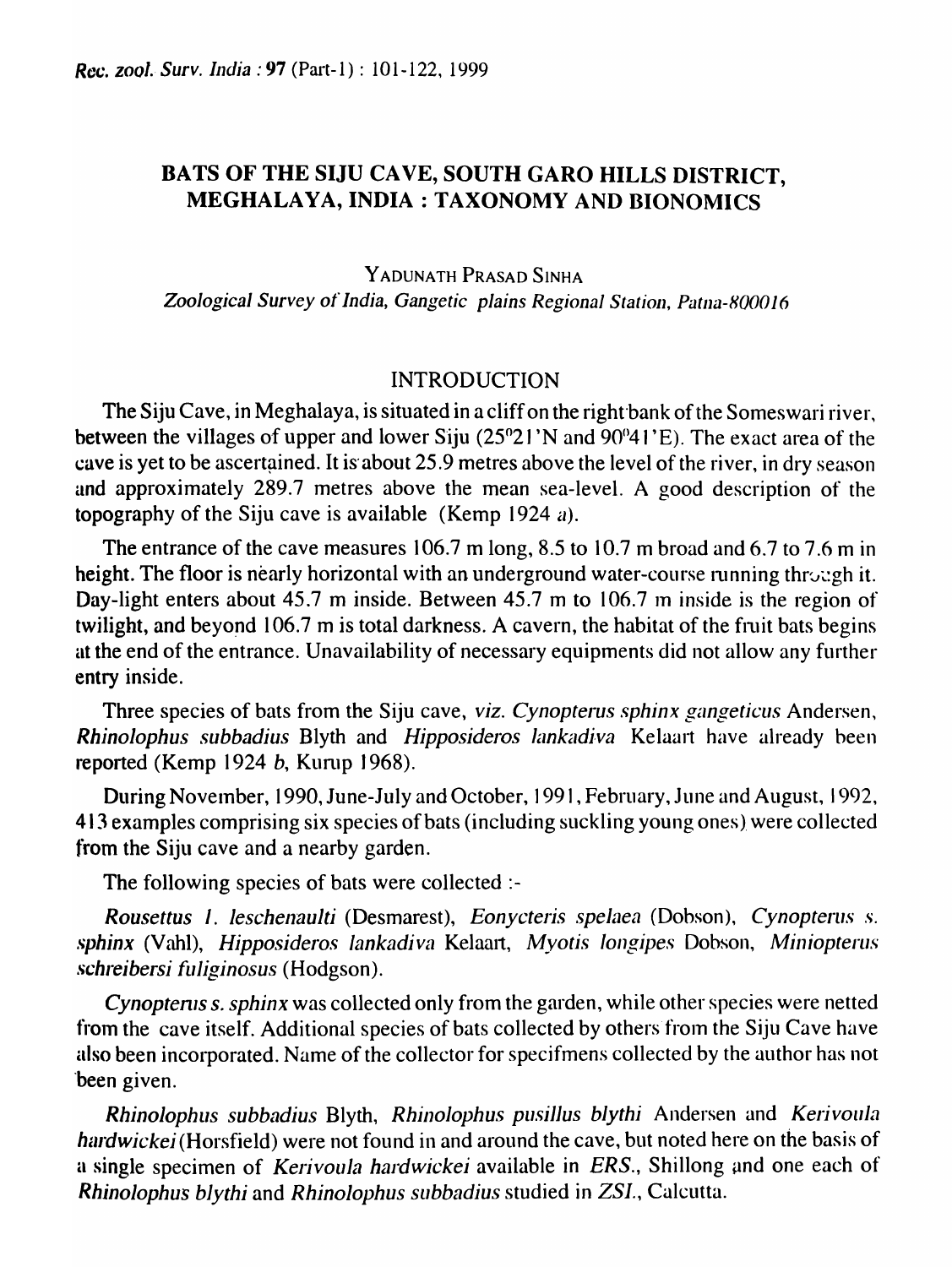# BATS OF THE SIJU CAVE, SOUTH GARO HILLS DISTRICT, MEGHALAYA, INDIA : TAXONOMY AND BIONOMICS

YADUNATH PRASAD SINHA

*Zoological Survey of India, Gangetic plains Regional Station, Patna-800016*

## INTRODUCTION

The Siju Cave, in Meghalaya, is situated in a cliff on the right bank of the Someswari river, between the villages of upper and lower Siju (25°21'N and 90°41'E). The exact area of the cave is yet to be ascertained. It is about 25.9 metres above the level of the river, in dry season and approximately 289.7 metres above the mean sea-level. A good description of the topography of the Siju cave is available (Kemp 1924 *a*).

The entrance of the cave measures 106.7 m long, 8.5 to 10.7 m broad and 6.7 to 7.6 m in height. The floor is nearly horizontal with an underground water-course running through it. Day-light enters about 45.7 m inside. Between 45.7 m to 106.7 m inside is the region of twilight, and beyond 106.7 m is total darkness. A cavern, the habitat of the fruit bats begins at the end of the entrance. Unavailability of necessary equipments did not allow any further entry inside.

Three species of bats from the Siju cave, *viz. Cynopterus sphinx gangeticus* Andersen, *Rhinolophus subbadius* Blyth and *Hipposideros lankadiva* Kelaart have already been reported (Kemp 1924 *b*, Kurup 1968).

During November, 1990, June-July and October, 1991, February, June and August, 1992, 413 examples comprising six species of bats (including suckling young ones) were collected from the Siju cave and a nearby garden.

The following species of bats were collected :-

*Rousettus l. leschenaulti* (Desmarest), *Eonycteris spelaea* (Dobson), *Cynopterus s. sphinx* (Vahl), *Hipposideros lankadiva* Kelaart, *Myotis longipes* Dobson, *Miniopterus schreibersi fuliginosus* (Hodgson).

*Cynopterus s. sphinx* was collected only from the garden, while other species were netted from the cave itself. Additional species of bats collected by others from the Siju Cave have also been incorporated. Name of the collector for specifmens collected by the author has not been given.

*Rhinolophus subbadius* Blyth, *Rhinolophus pusillus blythi* Andersen and *Kerivoula hardwickei* (Horsfield) were not found in and around the cave, but noted here on the basis of a single specimen of *Kerivoula hardwickei* available in *ERS.*, Shillong and one each of *Rhinolophus blythi* and *Rhinolophus subbadius* studied in *ZSI.*, Calcutta.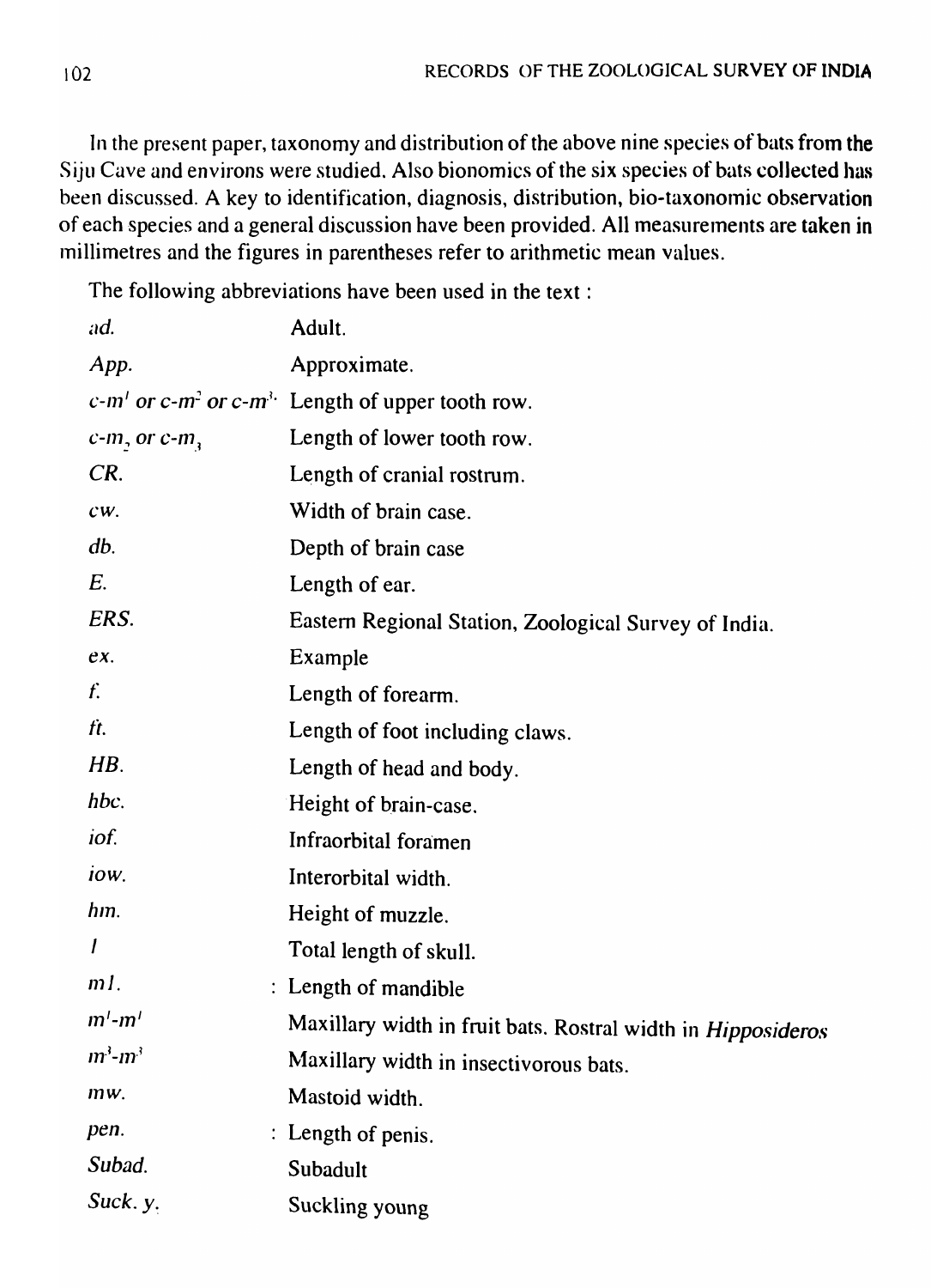In the present paper, taxonomy and distribution of the above nine species of bats from the Siju Cave and environs were studied. Also bionomics of the six species of bats collected has been discussed. A key to identification, diagnosis, distribution, bio-taxonomic observation of each species and a general discussion have been provided. All measurements are taken in millimetres and the figures in parentheses refer to arithmetic mean values.

The following abbreviations have been used in the text :

| | |
|---|---|
| *ad.* | Adult. |
| *App.* | Approximate. |
| *c-*$m^1$ *or c-*$m^2$ *or c-*$m^3$ | Length of upper tooth row. |
| *c-*$m_2$ *or c-*$m_3$ | Length of lower tooth row. |
| *CR.* | Length of cranial rostrum. |
| *cw.* | Width of brain case. |
| *db.* | Depth of brain case |
| *E.* | Length of ear. |
| *ERS.* | Eastern Regional Station, Zoological Survey of India. |
| *ex.* | Example |
| *f.* | Length of forearm. |
| *ft.* | Length of foot including claws. |
| *HB.* | Length of head and body. |
| *hbc.* | Height of brain-case. |
| *iof.* | Infraorbital foramen |
| *iow.* | Interorbital width. |
| *hm.* | Height of muzzle. |
| *l* | Total length of skull. |
| *ml.* | Length of mandible |
| $m^1$-$m^1$ | Maxillary width in fruit bats. Rostral width in *Hipposideros* |
| $m^3$-$m^3$ | Maxillary width in insectivorous bats. |
| *mw.* | Mastoid width. |
| *pen.* | Length of penis. |
| *Subad.* | Subadult |
| *Suck. y.* | Suckling young |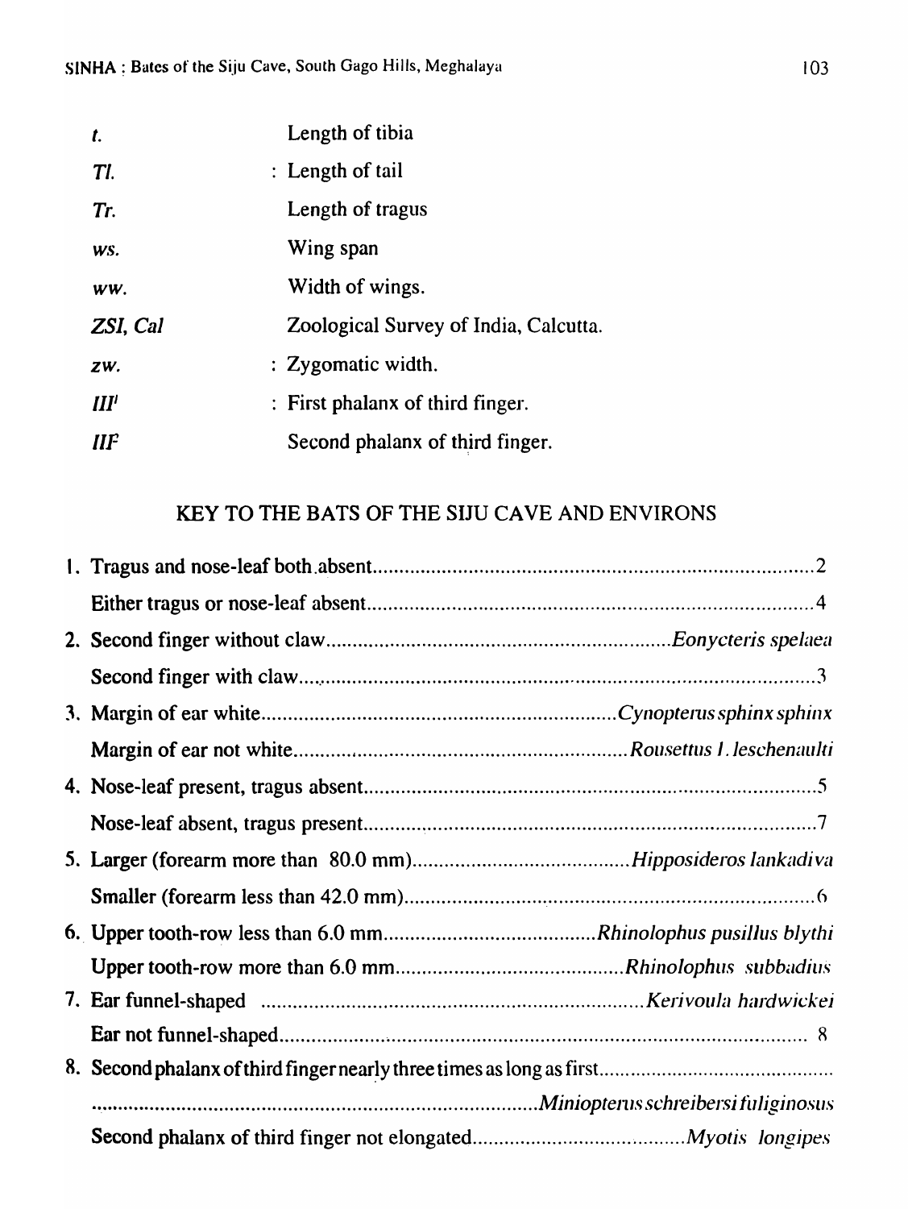| | |
|---|---|
| *t.* | Length of tibia |
| *Tl.* | : Length of tail |
| *Tr.* | Length of tragus |
| *ws.* | Wing span |
| *ww.* | Width of wings. |
| *ZSI, Cal* | Zoological Survey of India, Calcutta. |
| *zw.* | : Zygomatic width. |
| *III[1]* | : First phalanx of third finger. |
| *III[2]* | Second phalanx of third finger. |

## KEY TO THE BATS OF THE SIJU CAVE AND ENVIRONS

1. Tragus and nose-leaf both absent.......................................................... 2
   Either tragus or nose-leaf absent.......................................................... 4
2. Second finger without claw.......................................................... *Eonycteris spelaea*
   Second finger with claw.......................................................... 3
3. Margin of ear white.......................................................... *Cynopterus sphinx sphinx*
   Margin of ear not white.......................................................... *Rousettus l. leschenaulti*
4. Nose-leaf present, tragus absent.......................................................... 5
   Nose-leaf absent, tragus present.......................................................... 7
5. Larger (forearm more than 80.0 mm).......................................................... *Hipposideros lankadiva*
   Smaller (forearm less than 42.0 mm).......................................................... 6
6. Upper tooth-row less than 6.0 mm.......................................................... *Rhinolophus pusillus blythi*
   Upper tooth-row more than 6.0 mm.......................................................... *Rhinolophus subbadius*
7. Ear funnel-shaped .......................................................... *Kerivoula hardwickei*
   Ear not funnel-shaped.......................................................... 8
8. Second phalanx of third finger nearly three times as long as first..........................................................
   .......................................................... *Miniopterus schreibersi fuliginosus*
   Second phalanx of third finger not elongated.......................................................... *Myotis longipes*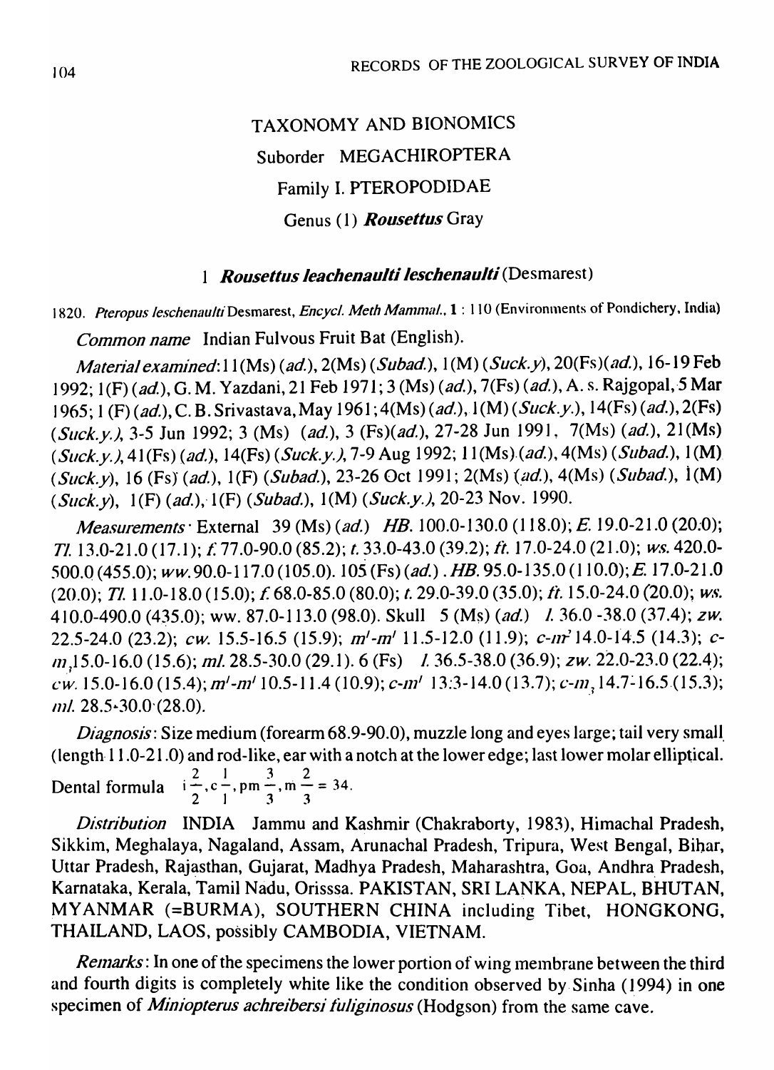# TAXONOMY AND BIONOMICS

## Suborder MEGACHIROPTERA

## Family I. PTEROPODIDAE

## Genus (1) *Rousettus* Gray

### 1 *Rousettus leachenaulti leschenaulti* (Desmarest)

1820. *Pteropus leschenaulti* Desmarest, *Encycl. Meth Mammal.*, **1** : 110 (Environments of Pondichery, India)

*Common name* Indian Fulvous Fruit Bat (English).

*Material examined*: 11(Ms) (*ad.*), 2(Ms) (*Subad.*), 1(M) (*Suck.y*), 20(Fs)(*ad.*), 16-19 Feb 1992; 1(F) (*ad.*), G. M. Yazdani, 21 Feb 1971; 3 (Ms) (*ad.*), 7(Fs) (*ad.*), A. s. Rajgopal, 5 Mar 1965; 1 (F) (*ad.*), C. B. Srivastava, May 1961; 4(Ms) (*ad.*), 1(M) (*Suck.y.*), 14(Fs) (*ad.*), 2(Fs) (*Suck.y.*), 3-5 Jun 1992; 3 (Ms) (*ad.*), 3 (Fs)(*ad.*), 27-28 Jun 1991, 7(Ms) (*ad.*), 21(Ms) (*Suck.y.*), 41(Fs) (*ad.*), 14(Fs) (*Suck.y.*), 7-9 Aug 1992; 11(Ms) (*ad.*), 4(Ms) (*Subad.*), 1(M) (*Suck.y*), 16 (Fs) (*ad.*), 1(F) (*Subad.*), 23-26 Oct 1991; 2(Ms) (*ad.*), 4(Ms) (*Subad.*), 1(M) (*Suck.y*), 1(F) (*ad.*), 1(F) (*Subad.*), 1(M) (*Suck.y.*), 20-23 Nov. 1990.

*Measurements* · External 39 (Ms) (*ad.*) *HB.* 100.0-130.0 (118.0); *E.* 19.0-21.0 (20.0); *Tl.* 13.0-21.0 (17.1); *f.* 77.0-90.0 (85.2); *t.* 33.0-43.0 (39.2); *ft.* 17.0-24.0 (21.0); *ws.* 420.0-500.0 (455.0); *ww.* 90.0-117.0 (105.0). 105 (Fs) (*ad.*). *HB.* 95.0-135.0 (110.0); *E.* 17.0-21.0 (20.0); *Tl.* 11.0-18.0 (15.0); *f.* 68.0-85.0 (80.0); *t.* 29.0-39.0 (35.0); *ft.* 15.0-24.0 (20.0); *ws.* 410.0-490.0 (435.0); ww. 87.0-113.0 (98.0). Skull 5 (Ms) (*ad.*) *l.* 36.0-38.0 (37.4); *zw.* 22.5-24.0 (23.2); *cw.* 15.5-16.5 (15.9); $m^1$-$m^1$ 11.5-12.0 (11.9); *c*-$m^2$ 14.0-14.5 (14.3); *c*-$m_3$ 15.0-16.0 (15.6); *ml.* 28.5-30.0 (29.1). 6 (Fs) *l.* 36.5-38.0 (36.9); *zw.* 22.0-23.0 (22.4); *cw.* 15.0-16.0 (15.4); $m^1$-$m^1$ 10.5-11.4 (10.9); *c*-$m^1$ 13.3-14.0 (13.7); *c*-$m_3$ 14.7-16.5 (15.3); *ml.* 28.5-30.0 (28.0).

*Diagnosis*: Size medium (forearm 68.9-90.0), muzzle long and eyes large; tail very small (length 11.0-21.0) and rod-like, ear with a notch at the lower edge; last lower molar elliptical.

Dental formula $i\frac{2}{2}, c\frac{1}{1}, pm\frac{3}{3}, m\frac{2}{3} = 34.$

*Distribution* INDIA Jammu and Kashmir (Chakraborty, 1983), Himachal Pradesh, Sikkim, Meghalaya, Nagaland, Assam, Arunachal Pradesh, Tripura, West Bengal, Bihar, Uttar Pradesh, Rajasthan, Gujarat, Madhya Pradesh, Maharashtra, Goa, Andhra Pradesh, Karnataka, Kerala, Tamil Nadu, Orisssa. PAKISTAN, SRI LANKA, NEPAL, BHUTAN, MYANMAR (=BURMA), SOUTHERN CHINA including Tibet, HONGKONG, THAILAND, LAOS, possibly CAMBODIA, VIETNAM.

*Remarks*: In one of the specimens the lower portion of wing membrane between the third and fourth digits is completely white like the condition observed by Sinha (1994) in one specimen of *Miniopterus achreibersi fuliginosus* (Hodgson) from the same cave.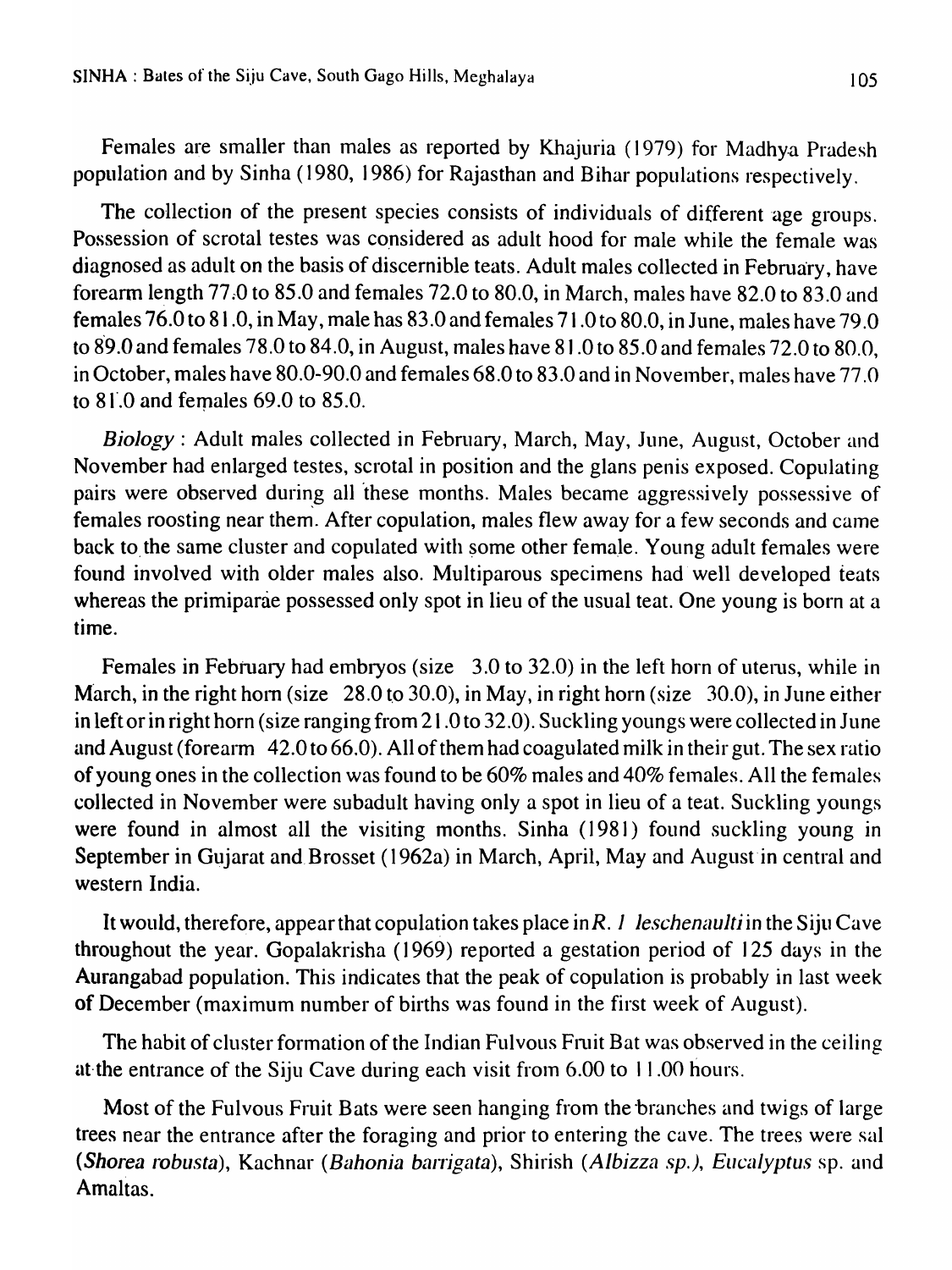Females are smaller than males as reported by Khajuria (1979) for Madhya Pradesh population and by Sinha (1980, 1986) for Rajasthan and Bihar populations respectively.

The collection of the present species consists of individuals of different age groups. Possession of scrotal testes was considered as adult hood for male while the female was diagnosed as adult on the basis of discernible teats. Adult males collected in February, have forearm length 77.0 to 85.0 and females 72.0 to 80.0, in March, males have 82.0 to 83.0 and females 76.0 to 81.0, in May, male has 83.0 and females 71.0 to 80.0, in June, males have 79.0 to 89.0 and females 78.0 to 84.0, in August, males have 81.0 to 85.0 and females 72.0 to 80.0, in October, males have 80.0-90.0 and females 68.0 to 83.0 and in November, males have 77.0 to 81.0 and females 69.0 to 85.0.

*Biology* : Adult males collected in February, March, May, June, August, October and November had enlarged testes, scrotal in position and the glans penis exposed. Copulating pairs were observed during all these months. Males became aggressively possessive of females roosting near them. After copulation, males flew away for a few seconds and came back to the same cluster and copulated with some other female. Young adult females were found involved with older males also. Multiparous specimens had well developed teats whereas the primiparae possessed only spot in lieu of the usual teat. One young is born at a time.

Females in February had embryos (size 3.0 to 32.0) in the left horn of uterus, while in March, in the right horn (size 28.0 to 30.0), in May, in right horn (size 30.0), in June either in left or in right horn (size ranging from 21.0 to 32.0). Suckling youngs were collected in June and August (forearm 42.0 to 66.0). All of them had coagulated milk in their gut. The sex ratio of young ones in the collection was found to be 60% males and 40% females. All the females collected in November were subadult having only a spot in lieu of a teat. Suckling youngs were found in almost all the visiting months. Sinha (1981) found suckling young in September in Gujarat and Brosset (1962a) in March, April, May and August in central and western India.

It would, therefore, appear that copulation takes place in *R. l leschenaulti* in the Siju Cave throughout the year. Gopalakrisha (1969) reported a gestation period of 125 days in the Aurangabad population. This indicates that the peak of copulation is probably in last week of December (maximum number of births was found in the first week of August).

The habit of cluster formation of the Indian Fulvous Fruit Bat was observed in the ceiling at the entrance of the Siju Cave during each visit from 6.00 to 11.00 hours.

Most of the Fulvous Fruit Bats were seen hanging from the branches and twigs of large trees near the entrance after the foraging and prior to entering the cave. The trees were sal (*Shorea robusta*), Kachnar (*Bahonia barrigata*), Shirish (*Albizza sp.*), *Eucalyptus* sp. and Amaltas.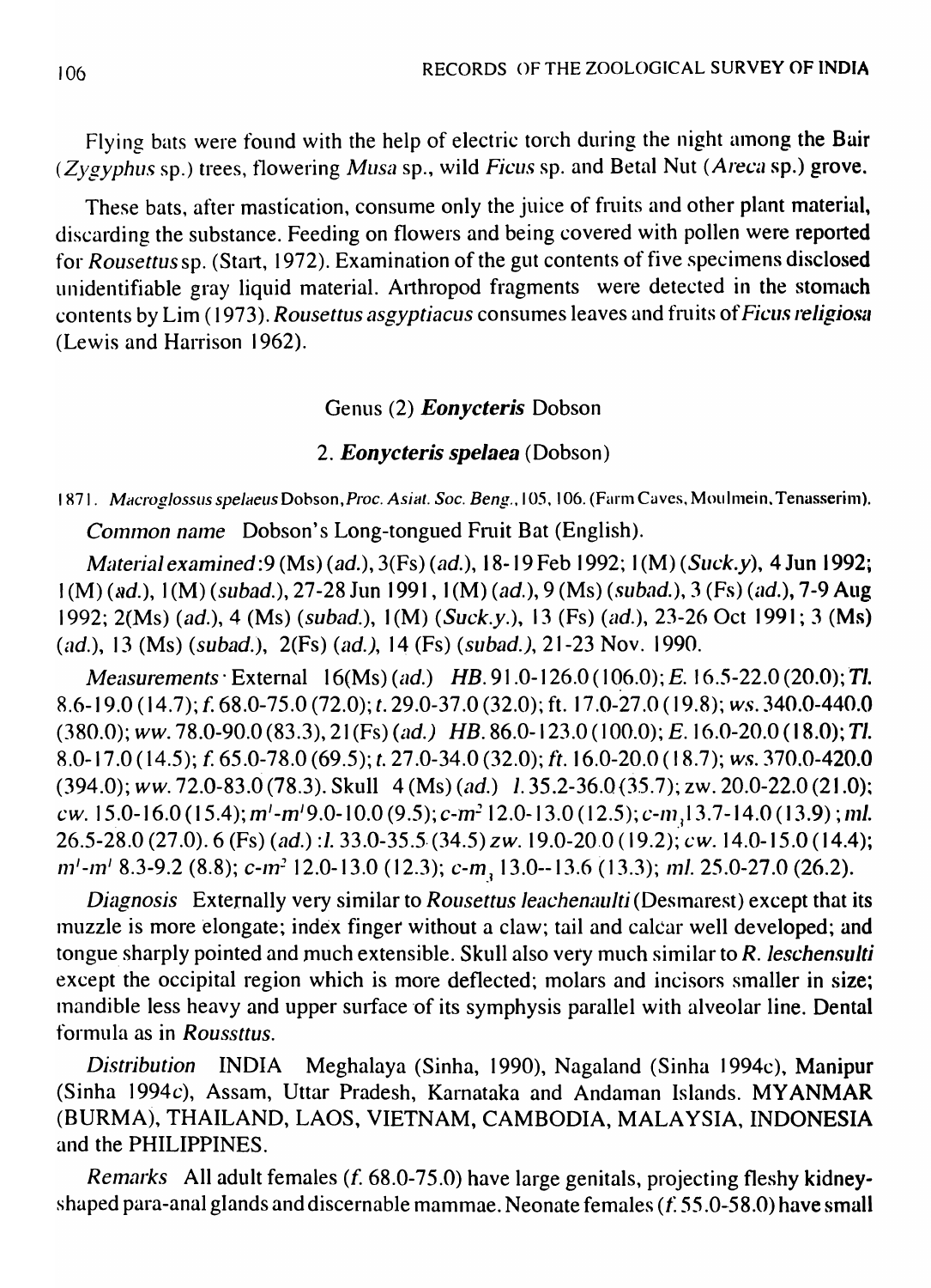Flying bats were found with the help of electric torch during the night among the Bair (*Zygyphus* sp.) trees, flowering *Musa* sp., wild *Ficus* sp. and Betal Nut (*Areca* sp.) grove.

These bats, after mastication, consume only the juice of fruits and other plant material, discarding the substance. Feeding on flowers and being covered with pollen were reported for *Rousettus* sp. (Start, 1972). Examination of the gut contents of five specimens disclosed unidentifiable gray liquid material. Arthropod fragments were detected in the stomach contents by Lim (1973). *Rousettus asgyptiacus* consumes leaves and fruits of *Ficus religiosa* (Lewis and Harrison 1962).

### Genus (2) ***Eonycteris*** Dobson

### 2. ***Eonycteris spelaea*** (Dobson)

1871. *Macroglossus spelaeus* Dobson, *Proc. Asiat. Soc. Beng.*, 105, 106. (Farm Caves, Moulmein, Tenasserim).

*Common name* Dobson's Long-tongued Fruit Bat (English).

*Material examined*: 9 (Ms) (*ad.*), 3(Fs) (*ad.*), 18-19 Feb 1992; 1(M) (*Suck.y*), 4 Jun 1992; 1(M) (*ad.*), 1(M) (*subad.*), 27-28 Jun 1991, 1(M) (*ad.*), 9 (Ms) (*subad.*), 3 (Fs) (*ad.*), 7-9 Aug 1992; 2(Ms) (*ad.*), 4 (Ms) (*subad.*), 1(M) (*Suck.y.*), 13 (Fs) (*ad.*), 23-26 Oct 1991; 3 (Ms) (*ad.*), 13 (Ms) (*subad.*), 2(Fs) (*ad.*), 14 (Fs) (*subad.*), 21-23 Nov. 1990.

*Measurements* External 16(Ms) (*ad.*) *HB.* 91.0-126.0 (106.0); *E.* 16.5-22.0 (20.0); *Tl.* 8.6-19.0 (14.7); *f.* 68.0-75.0 (72.0); *t.* 29.0-37.0 (32.0); ft. 17.0-27.0 (19.8); *ws.* 340.0-440.0 (380.0); *ww.* 78.0-90.0 (83.3), 21(Fs) (*ad.*) *HB.* 86.0-123.0 (100.0); *E.* 16.0-20.0 (18.0); *Tl.* 8.0-17.0 (14.5); *f.* 65.0-78.0 (69.5); *t.* 27.0-34.0 (32.0); *ft.* 16.0-20.0 (18.7); *ws.* 370.0-420.0 (394.0); *ww.* 72.0-83.0 (78.3). Skull 4 (Ms) (*ad.*) *l.* 35.2-36.0 (35.7); zw. 20.0-22.0 (21.0); *cw.* 15.0-16.0 (15.4); $m^1$-$m^1$ 9.0-10.0 (9.5); *c*-$m^2$ 12.0-13.0 (12.5); *c*-$m_3$ 13.7-14.0 (13.9); *ml.* 26.5-28.0 (27.0). 6 (Fs) (*ad.*) : *l.* 33.0-35.5 (34.5) *zw.* 19.0-20.0 (19.2); *cw.* 14.0-15.0 (14.4); $m^1$-$m^1$ 8.3-9.2 (8.8); *c*-$m^2$ 12.0-13.0 (12.3); *c*-$m_3$ 13.0--13.6 (13.3); *ml.* 25.0-27.0 (26.2).

*Diagnosis* Externally very similar to *Rousettus leachenaulti* (Desmarest) except that its muzzle is more elongate; index finger without a claw; tail and calcar well developed; and tongue sharply pointed and much extensible. Skull also very much similar to *R. leschensulti* except the occipital region which is more deflected; molars and incisors smaller in size; mandible less heavy and upper surface of its symphysis parallel with alveolar line. Dental formula as in *Roussttus*.

*Distribution* INDIA Meghalaya (Sinha, 1990), Nagaland (Sinha 1994c), Manipur (Sinha 1994c), Assam, Uttar Pradesh, Karnataka and Andaman Islands. MYANMAR (BURMA), THAILAND, LAOS, VIETNAM, CAMBODIA, MALAYSIA, INDONESIA and the PHILIPPINES.

*Remarks* All adult females (*f.* 68.0-75.0) have large genitals, projecting fleshy kidney-shaped para-anal glands and discernable mammae. Neonate females (*f.* 55.0-58.0) have small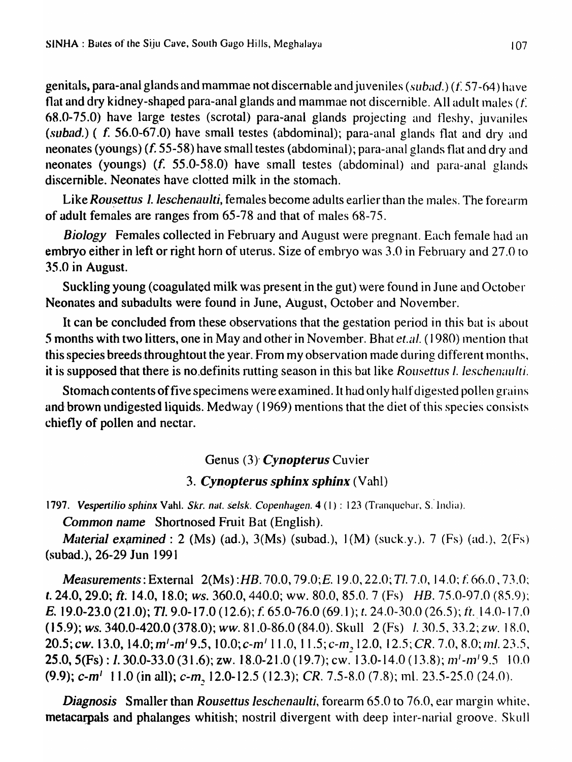genitals, para-anal glands and mammae not discernable and juveniles (*subad.*) (*f.* 57-64) have flat and dry kidney-shaped para-anal glands and mammae not discernible. All adult males (*f.* 68.0-75.0) have large testes (scrotal) para-anal glands projecting and fleshy, juvaniles (*subad.*) ( *f.* 56.0-67.0) have small testes (abdominal); para-anal glands flat and dry and neonates (youngs) (*f.* 55-58) have small testes (abdominal); para-anal glands flat and dry and neonates (youngs) (*f.* 55.0-58.0) have small testes (abdominal) and para-anal glands discernible. Neonates have clotted milk in the stomach.

Like *Rousettus l. leschenaulti,* females become adults earlier than the males. The forearm of adult females are ranges from 65-78 and that of males 68-75.

***Biology*** Females collected in February and August were pregnant. Each female had an embryo either in left or right horn of uterus. Size of embryo was 3.0 in February and 27.0 to 35.0 in August.

Suckling young (coagulated milk was present in the gut) were found in June and October Neonates and subadults were found in June, August, October and November.

It can be concluded from these observations that the gestation period in this bat is about 5 months with two litters, one in May and other in November. Bhat *et.al.* (1980) mention that this species breeds throughtout the year. From my observation made during different months, it is supposed that there is no definits rutting season in this bat like *Rousettus l. leschenaulti.*

Stomach contents of five specimens were examined. It had only half digested pollen grains and brown undigested liquids. Medway (1969) mentions that the diet of this species consists chiefly of pollen and nectar.

## Genus (3) *Cynopterus* Cuvier

### 3. *Cynopterus sphinx sphinx* (Vahl)

1797. *Vespertilio sphinx* Vahl. *Skr. nat. selsk. Copenhagen.* 4 (1) : 123 (Tranquebar, S. India).

***Common name*** Shortnosed Fruit Bat (English).

***Material examined*** : 2 (Ms) (ad.), 3(Ms) (subad.), 1(M) (suck.y.). 7 (Fs) (ad.), 2(Fs) (subad.), 26-29 Jun 1991

***Measurements***: External 2(Ms) :*HB.* 70.0, 79.0; *E.* 19.0, 22.0; *Tl.* 7.0, 14.0; *f.* 66.0, 73.0; *t.* 24.0, 29.0; *ft.* 14.0, 18.0; *ws.* 360.0, 440.0; ww. 80.0, 85.0. 7 (Fs) *HB.* 75.0-97.0 (85.9); *E.* 19.0-23.0 (21.0); *Tl.* 9.0-17.0 (12.6); *f.* 65.0-76.0 (69.1); *t.* 24.0-30.0 (26.5); *ft.* 14.0-17.0 (15.9); *ws.* 340.0-420.0 (378.0); *ww.* 81.0-86.0 (84.0). Skull 2 (Fs) *l.* 30.5, 33.2; *zw.* 18.0, 20.5; *cw.* 13.0, 14.0; $m^1$-$m^1$ 9.5, 10.0; c-$m^1$ 11.0, 11.5; c-$m_2$ 12.0, 12.5; *CR.* 7.0, 8.0; *ml.* 23.5, 25.0, 5(Fs) : *l.* 30.0-33.0 (31.6); zw. 18.0-21.0 (19.7); cw. 13.0-14.0 (13.8); $m^1$-$m^1$ 9.5 10.0 (9.9); c-$m^1$ 11.0 (in all); c-$m_2$ 12.0-12.5 (12.3); *CR.* 7.5-8.0 (7.8); ml. 23.5-25.0 (24.0).

***Diagnosis*** Smaller than *Rousettus leschenaulti,* forearm 65.0 to 76.0, ear margin white, metacarpals and phalanges whitish; nostril divergent with deep inter-narial groove. Skull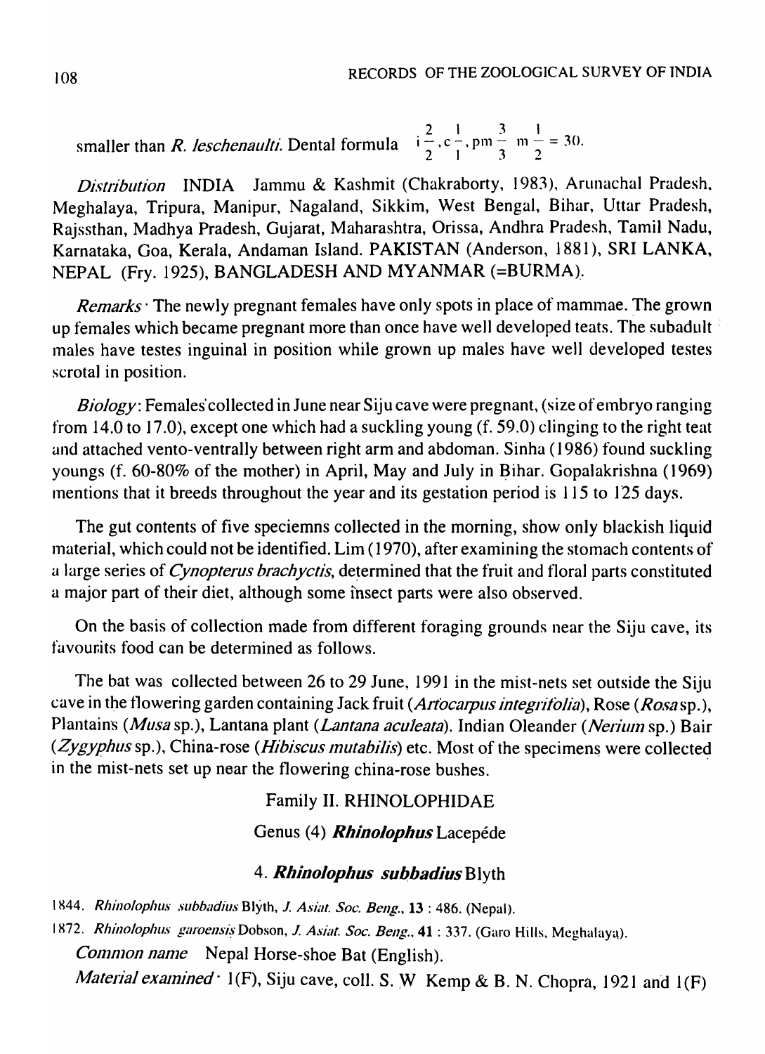smaller than *R. leschenaulti.* Dental formula $i\frac{2}{2}, c\frac{1}{1}, pm\frac{3}{3}\ m\frac{1}{2} = 30.$

*Distribution* INDIA Jammu & Kashmit (Chakraborty, 1983), Arunachal Pradesh, Meghalaya, Tripura, Manipur, Nagaland, Sikkim, West Bengal, Bihar, Uttar Pradesh, Rajssthan, Madhya Pradesh, Gujarat, Maharashtra, Orissa, Andhra Pradesh, Tamil Nadu, Karnataka, Goa, Kerala, Andaman Island. PAKISTAN (Anderson, 1881), SRI LANKA, NEPAL (Fry. 1925), BANGLADESH AND MYANMAR (=BURMA).

*Remarks* · The newly pregnant females have only spots in place of mammae. The grown up females which became pregnant more than once have well developed teats. The subadult males have testes inguinal in position while grown up males have well developed testes scrotal in position.

*Biology*: Females collected in June near Siju cave were pregnant, (size of embryo ranging from 14.0 to 17.0), except one which had a suckling young (f. 59.0) clinging to the right teat and attached vento-ventrally between right arm and abdoman. Sinha (1986) found suckling youngs (f. 60-80% of the mother) in April, May and July in Bihar. Gopalakrishna (1969) mentions that it breeds throughout the year and its gestation period is 115 to 125 days.

The gut contents of five speciemns collected in the morning, show only blackish liquid material, which could not be identified. Lim (1970), after examining the stomach contents of a large series of *Cynopterus brachyctis*, determined that the fruit and floral parts constituted a major part of their diet, although some insect parts were also observed.

On the basis of collection made from different foraging grounds near the Siju cave, its favourits food can be determined as follows.

The bat was collected between 26 to 29 June, 1991 in the mist-nets set outside the Siju cave in the flowering garden containing Jack fruit (*Artocarpus integrifolia*), Rose (*Rosa* sp.), Plantains (*Musa* sp.), Lantana plant (*Lantana aculeata*). Indian Oleander (*Nerium* sp.) Bair (*Zygyphus* sp.), China-rose (*Hibiscus mutabilis*) etc. Most of the specimens were collected in the mist-nets set up near the flowering china-rose bushes.

## Family II. RHINOLOPHIDAE

### Genus (4) ***Rhinolophus*** Lacepéde

### 4. ***Rhinolophus subbadius*** Blyth

1844. *Rhinolophus subbadius* Blyth, *J. Asiat. Soc. Beng.*, **13** : 486. (Nepal).

1872. *Rhinolophus garoensis* Dobson, *J. Asiat. Soc. Beng.*, **41** : 337. (Garo Hills, Meghalaya).

*Common name* Nepal Horse-shoe Bat (English).

*Material examined* · 1(F), Siju cave, coll. S. W Kemp & B. N. Chopra, 1921 and 1(F)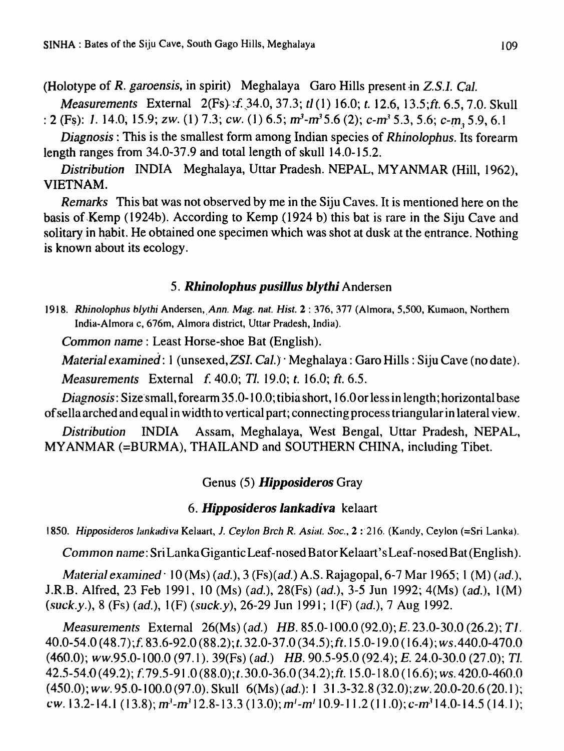(Holotype of *R. garoensis*, in spirit) Meghalaya Garo Hills present in *Z.S.I. Cal.*

*Measurements* External 2(Fs) *f.* 34.0, 37.3; *tl* (1) 16.0; *t.* 12.6, 13.5; *ft.* 6.5, 7.0. Skull : 2 (Fs): *l.* 14.0, 15.9; *zw.* (1) 7.3; *cw.* (1) 6.5; $m^3$-$m^3$ 5.6 (2); *c*-$m^3$ 5.3, 5.6; *c*-$m_3$ 5.9, 6.1

*Diagnosis* : This is the smallest form among Indian species of *Rhinolophus*. Its forearm length ranges from 34.0-37.9 and total length of skull 14.0-15.2.

*Distribution* INDIA Meghalaya, Uttar Pradesh. NEPAL, MYANMAR (Hill, 1962), VIETNAM.

*Remarks* This bat was not observed by me in the Siju Caves. It is mentioned here on the basis of Kemp (1924b). According to Kemp (1924 b) this bat is rare in the Siju Cave and solitary in habit. He obtained one specimen which was shot at dusk at the entrance. Nothing is known about its ecology.

### 5. *Rhinolophus pusillus blythi* Andersen

1918. *Rhinolophus blythi* Andersen, *Ann. Mag. nat. Hist.* **2** : 376, 377 (Almora, 5,500, Kumaon, Northern India-Almora c, 676m, Almora district, Uttar Pradesh, India).

*Common name* : Least Horse-shoe Bat (English).

*Material examined* : 1 (unsexed, *ZSI. Cal.*) · Meghalaya : Garo Hills : Siju Cave (no date).

*Measurements* External *f.* 40.0; *Tl.* 19.0; *t.* 16.0; *ft.* 6.5.

*Diagnosis*: Size small, forearm 35.0-10.0; tibia short, 16.0 or less in length; horizontal base of sella arched and equal in width to vertical part; connecting process triangular in lateral view.

*Distribution* INDIA Assam, Meghalaya, West Bengal, Uttar Pradesh, NEPAL, MYANMAR (=BURMA), THAILAND and SOUTHERN CHINA, including Tibet.

## Genus (5) *Hipposideros* Gray

### 6. *Hipposideros lankadiva* kelaart

1850. *Hipposideros lankadiva* Kelaart, *J. Ceylon Brch R. Asiat. Soc.*, **2** : 216. (Kandy, Ceylon (=Sri Lanka).

*Common name*: Sri Lanka Gigantic Leaf-nosed Bat or Kelaart's Leaf-nosed Bat (English).

*Material examined* · 10 (Ms) (*ad.*), 3 (Fs)(*ad.*) A.S. Rajagopal, 6-7 Mar 1965; 1 (M) (*ad.*), J.R.B. Alfred, 23 Feb 1991, 10 (Ms) (*ad.*), 28(Fs) (*ad.*), 3-5 Jun 1992; 4(Ms) (*ad.*), 1(M) (*suck.y.*), 8 (Fs) (*ad.*), 1(F) (*suck.y*), 26-29 Jun 1991; 1(F) (*ad.*), 7 Aug 1992.

*Measurements* External 26(Ms) (*ad.*) *HB.* 85.0-100.0 (92.0); *E.* 23.0-30.0 (26.2); *Tl.* 40.0-54.0 (48.7); *f.* 83.6-92.0 (88.2); *t.* 32.0-37.0 (34.5); *ft.* 15.0-19.0 (16.4); *ws.* 440.0-470.0 (460.0); *ww.* 95.0-100.0 (97.1). 39(Fs) (*ad.*) *HB.* 90.5-95.0 (92.4); *E.* 24.0-30.0 (27.0); *Tl.* 42.5-54.0 (49.2); *f.* 79.5-91.0 (88.0); *t.* 30.0-36.0 (34.2); *ft.* 15.0-18.0 (16.6); *ws.* 420.0-460.0 (450.0); *ww.* 95.0-100.0 (97.0). Skull 6(Ms) (*ad.*): *l* 31.3-32.8 (32.0); *zw.* 20.0-20.6 (20.1); *cw.* 13.2-14.1 (13.8); $m^3$-$m^3$ 12.8-13.3 (13.0); $m^1$-$m^1$ 10.9-11.2 (11.0); *c*-$m^3$ 14.0-14.5 (14.1);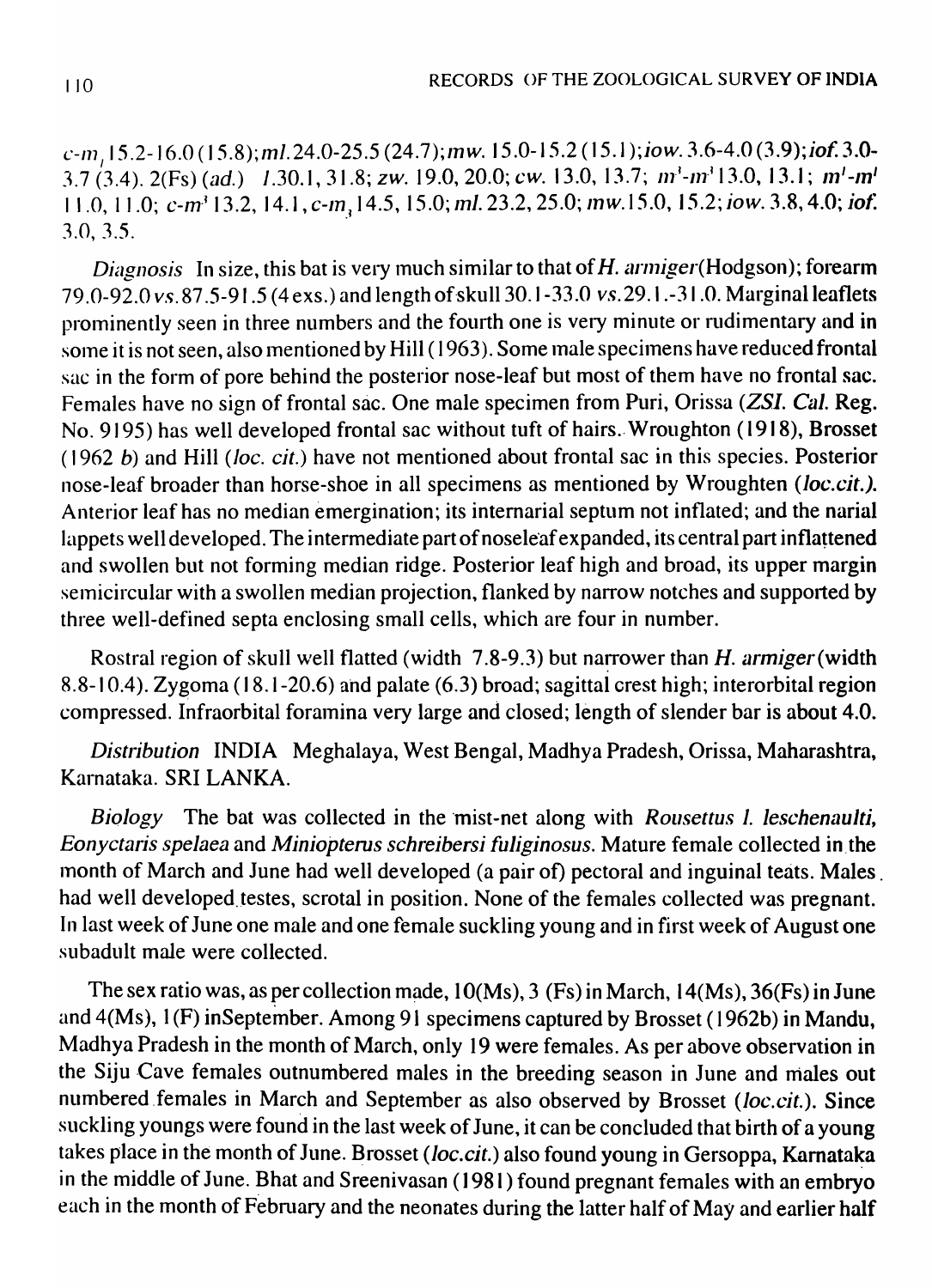*c-m*$_1$ 15.2-16.0 (15.8); *ml.* 24.0-25.5 (24.7); *mw.* 15.0-15.2 (15.1); *iow.* 3.6-4.0 (3.9); *iof.* 3.0-3.7 (3.4). 2(Fs) (*ad.*) *l.* 30.1, 31.8; *zw.* 19.0, 20.0; *cw.* 13.0, 13.7; *m*$^3$-*m*$^3$ 13.0, 13.1; *m*$^1$-*m*$^1$ 11.0, 11.0; *c-m*$^3$ 13.2, 14.1, *c-m*$_3$ 14.5, 15.0; *ml.* 23.2, 25.0; *mw.* 15.0, 15.2; *iow.* 3.8, 4.0; *iof.* 3.0, 3.5.

*Diagnosis* In size, this bat is very much similar to that of *H. armiger* (Hodgson); forearm 79.0-92.0 *vs.* 87.5-91.5 (4 exs.) and length of skull 30.1-33.0 *vs.* 29.1.-31.0. Marginal leaflets prominently seen in three numbers and the fourth one is very minute or rudimentary and in some it is not seen, also mentioned by Hill (1963). Some male specimens have reduced frontal sac in the form of pore behind the posterior nose-leaf but most of them have no frontal sac. Females have no sign of frontal sac. One male specimen from Puri, Orissa (*ZSI. Cal.* Reg. No. 9195) has well developed frontal sac without tuft of hairs. Wroughton (1918), Brosset (1962 *b*) and Hill (*loc. cit.*) have not mentioned about frontal sac in this species. Posterior nose-leaf broader than horse-shoe in all specimens as mentioned by Wroughten (*loc.cit.*). Anterior leaf has no median emergination; its internarial septum not inflated; and the narial lappets well developed. The intermediate part of noseleaf expanded, its central part inflattened and swollen but not forming median ridge. Posterior leaf high and broad, its upper margin semicircular with a swollen median projection, flanked by narrow notches and supported by three well-defined septa enclosing small cells, which are four in number.

Rostral region of skull well flatted (width 7.8-9.3) but narrower than *H. armiger* (width 8.8-10.4). Zygoma (18.1-20.6) and palate (6.3) broad; sagittal crest high; interorbital region compressed. Infraorbital foramina very large and closed; length of slender bar is about 4.0.

*Distribution* INDIA Meghalaya, West Bengal, Madhya Pradesh, Orissa, Maharashtra, Karnataka. SRI LANKA.

*Biology* The bat was collected in the mist-net along with *Rousettus l. leschenaulti, Eonyctaris spelaea* and *Miniopterus schreibersi fuliginosus*. Mature female collected in the month of March and June had well developed (a pair of) pectoral and inguinal teats. Males had well developed testes, scrotal in position. None of the females collected was pregnant. In last week of June one male and one female suckling young and in first week of August one subadult male were collected.

The sex ratio was, as per collection made, 10(Ms), 3 (Fs) in March, 14(Ms), 36(Fs) in June and 4(Ms), 1(F) inSeptember. Among 91 specimens captured by Brosset (1962b) in Mandu, Madhya Pradesh in the month of March, only 19 were females. As per above observation in the Siju Cave females outnumbered males in the breeding season in June and males out numbered females in March and September as also observed by Brosset (*loc.cit.*). Since suckling youngs were found in the last week of June, it can be concluded that birth of a young takes place in the month of June. Brosset (*loc.cit.*) also found young in Gersoppa, Karnataka in the middle of June. Bhat and Sreenivasan (1981) found pregnant females with an embryo each in the month of February and the neonates during the latter half of May and earlier half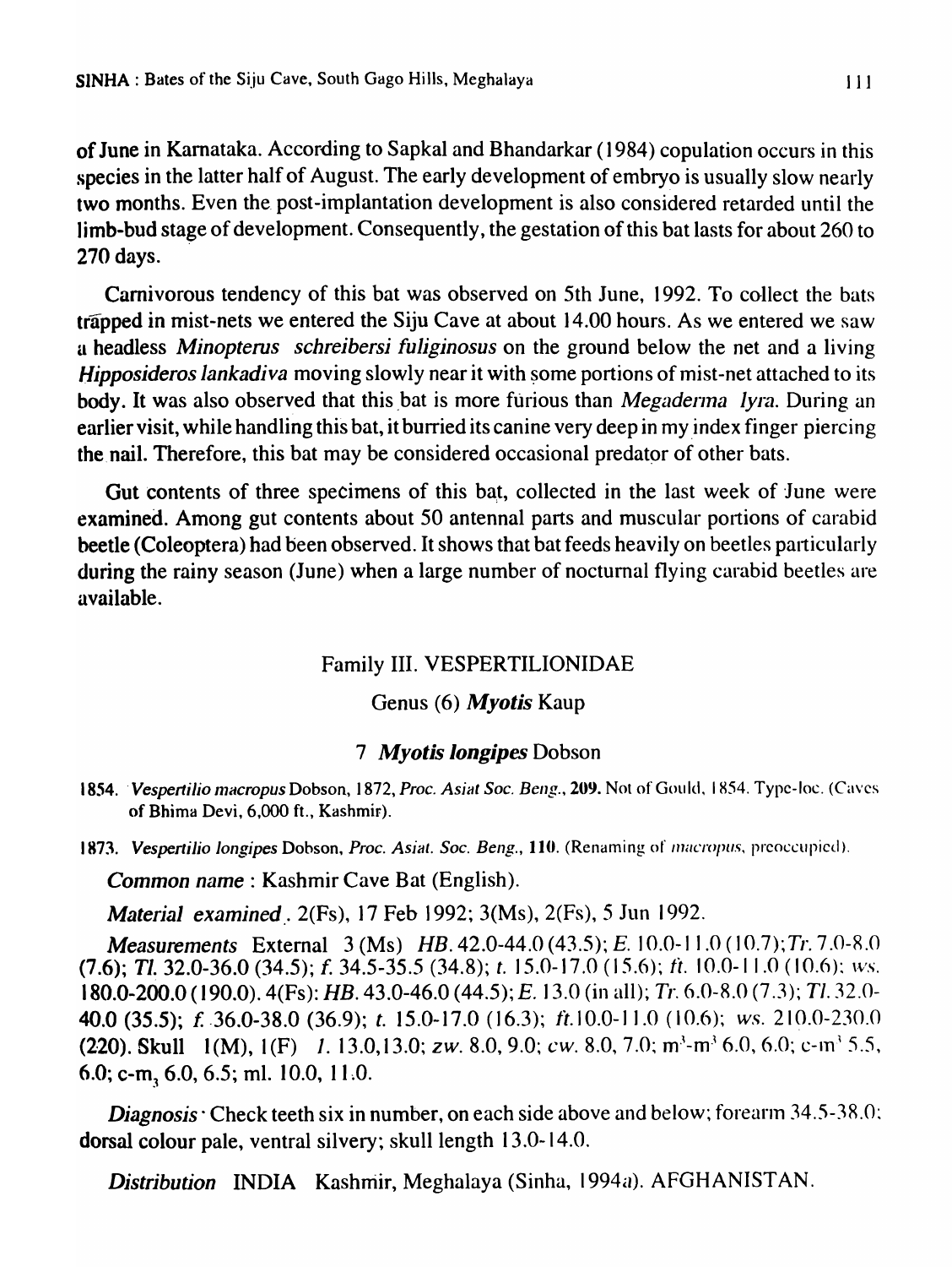of June in Karnataka. According to Sapkal and Bhandarkar (1984) copulation occurs in this species in the latter half of August. The early development of embryo is usually slow nearly two months. Even the post-implantation development is also considered retarded until the limb-bud stage of development. Consequently, the gestation of this bat lasts for about 260 to 270 days.

Carnivorous tendency of this bat was observed on 5th June, 1992. To collect the bats trapped in mist-nets we entered the Siju Cave at about 14.00 hours. As we entered we saw a headless *Minopterus schreibersi fuliginosus* on the ground below the net and a living *Hipposideros lankadiva* moving slowly near it with some portions of mist-net attached to its body. It was also observed that this bat is more furious than *Megaderma lyra*. During an earlier visit, while handling this bat, it burried its canine very deep in my index finger piercing the nail. Therefore, this bat may be considered occasional predator of other bats.

Gut contents of three specimens of this bat, collected in the last week of June were examined. Among gut contents about 50 antennal parts and muscular portions of carabid beetle (Coleoptera) had been observed. It shows that bat feeds heavily on beetles particularly during the rainy season (June) when a large number of nocturnal flying carabid beetles are available.

## Family III. VESPERTILIONIDAE

### Genus (6) *Myotis* Kaup

### 7 *Myotis longipes* Dobson

1854. *Vespertilio macropus* Dobson, 1872, *Proc. Asiat Soc. Beng.*, **209**. Not of Gould, 1854. Type-loc. (Caves of Bhima Devi, 6,000 ft., Kashmir).

1873. *Vespertilio longipes* Dobson, *Proc. Asiat. Soc. Beng.*, **110**. (Renaming of *macropus*, preoccupied).

*Common name* : Kashmir Cave Bat (English).

*Material examined*. 2(Fs), 17 Feb 1992; 3(Ms), 2(Fs), 5 Jun 1992.

*Measurements* External 3 (Ms) *HB*. 42.0-44.0 (43.5); *E*. 10.0-11.0 (10.7); *Tr*. 7.0-8.0 (7.6); *Tl*. 32.0-36.0 (34.5); *f*. 34.5-35.5 (34.8); *t*. 15.0-17.0 (15.6); *ft*. 10.0-11.0 (10.6); *ws*. 180.0-200.0 (190.0). 4(Fs): *HB*. 43.0-46.0 (44.5); *E*. 13.0 (in all); *Tr*. 6.0-8.0 (7.3); *Tl*. 32.0-40.0 (35.5); *f*. 36.0-38.0 (36.9); *t*. 15.0-17.0 (16.3); *ft*.10.0-11.0 (10.6); *ws*. 210.0-230.0 (220). Skull 1(M), 1(F) *l*. 13.0, 13.0; *zw*. 8.0, 9.0; *cw*. 8.0, 7.0; $m^3$-$m^3$ 6.0, 6.0; c-$m^3$ 5.5, 6.0; c-$m_3$ 6.0, 6.5; ml. 10.0, 11.0.

*Diagnosis* · Check teeth six in number, on each side above and below; forearm 34.5-38.0; dorsal colour pale, ventral silvery; skull length 13.0-14.0.

*Distribution* INDIA Kashmir, Meghalaya (Sinha, 1994a). AFGHANISTAN.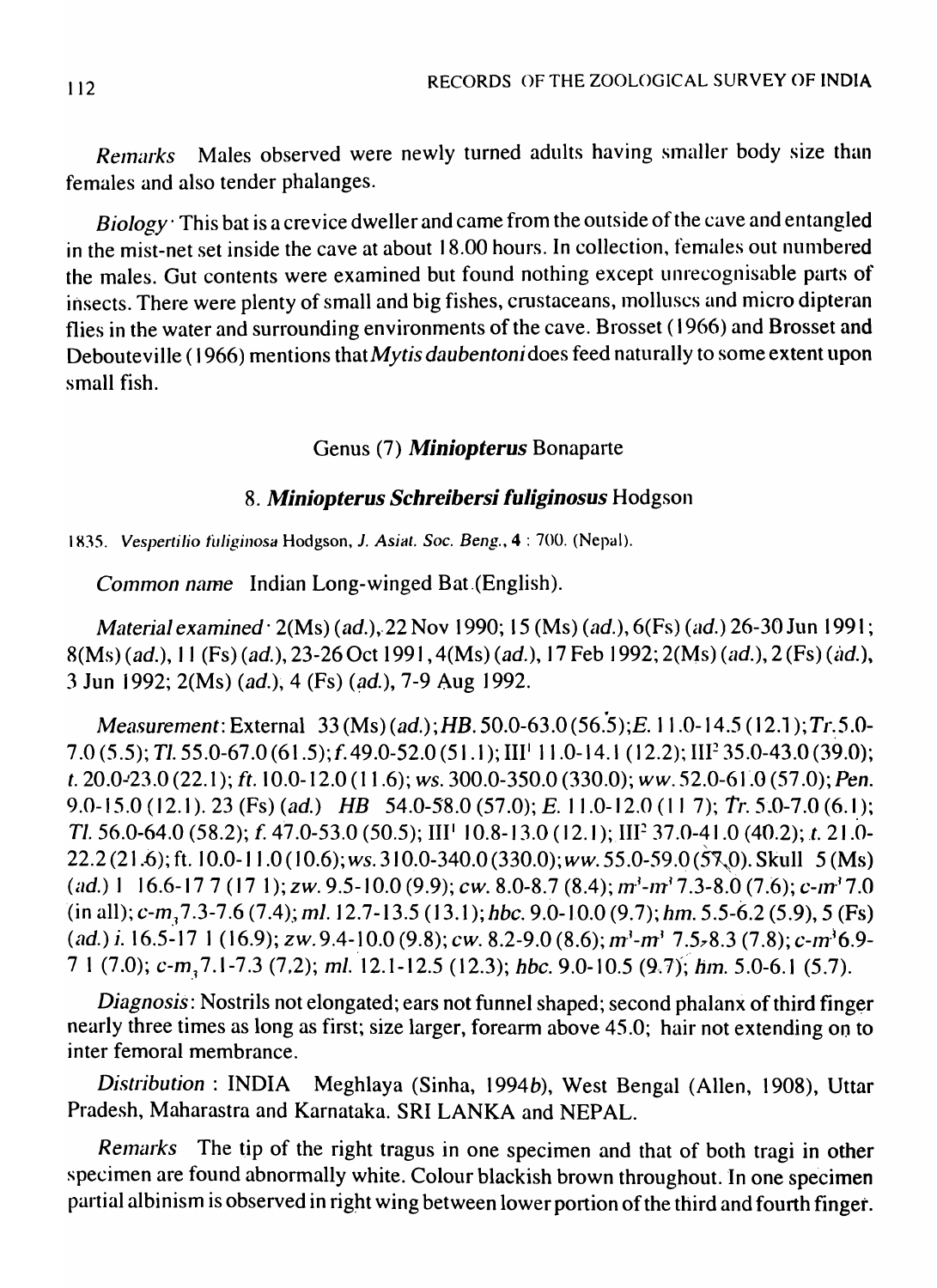*Remarks* Males observed were newly turned adults having smaller body size than females and also tender phalanges.

*Biology* · This bat is a crevice dweller and came from the outside of the cave and entangled in the mist-net set inside the cave at about 18.00 hours. In collection, females out numbered the males. Gut contents were examined but found nothing except unrecognisable parts of insects. There were plenty of small and big fishes, crustaceans, molluscs and micro dipteran flies in the water and surrounding environments of the cave. Brosset (1966) and Brosset and Deboutevilie (1966) mentions that *Mytis daubentoni* does feed naturally to some extent upon small fish.

### Genus (7) *Miniopterus* Bonaparte

### 8. *Miniopterus Schreibersi fuliginosus* Hodgson

1835. *Vespertilio fuliginosa* Hodgson, *J. Asiat. Soc. Beng.*, **4** : 700. (Nepal).

*Common name* Indian Long-winged Bat (English).

*Material examined* · 2(Ms) (*ad.*), 22 Nov 1990; 15 (Ms) (*ad.*), 6(Fs) (*ad.*) 26-30 Jun 1991; 8(Ms) (*ad.*), 11 (Fs) (*ad.*), 23-26 Oct 1991, 4(Ms) (*ad.*), 17 Feb 1992; 2(Ms) (*ad.*), 2 (Fs) (*ad.*), 3 Jun 1992; 2(Ms) (*ad.*), 4 (Fs) (*ad.*), 7-9 Aug 1992.

*Measurement*: External 33 (Ms) (*ad.*); *HB.* 50.0-63.0 (56.5); *E.* 11.0-14.5 (12.1); *Tr.* 5.0-7.0 (5.5); *Tl.* 55.0-67.0 (61.5); *f.* 49.0-52.0 (51.1); III[1] 11.0-14.1 (12.2); III[2] 35.0-43.0 (39.0); *t.* 20.0-23.0 (22.1); *ft.* 10.0-12.0 (11.6); *ws.* 300.0-350.0 (330.0); *ww.* 52.0-61.0 (57.0); *Pen.* 9.0-15.0 (12.1). 23 (Fs) (*ad.*) *HB* 54.0-58.0 (57.0); *E.* 11.0-12.0 (11 7); *Tr.* 5.0-7.0 (6.1); *Tl.* 56.0-64.0 (58.2); *f.* 47.0-53.0 (50.5); III[1] 10.8-13.0 (12.1); III[2] 37.0-41.0 (40.2); *t.* 21.0-22.2 (21.6); ft. 10.0-11.0 (10.6); *ws.* 310.0-340.0 (330.0); *ww.* 55.0-59.0 (57.0). Skull 5 (Ms) (*ad.*) 1 16.6-17 7 (17 1); *zw.* 9.5-10.0 (9.9); *cw.* 8.0-8.7 (8.4); $m^3$-$m^3$ 7.3-8.0 (7.6); $c$-$m^3$ 7.0 (in all); $c$-$m_3$ 7.3-7.6 (7.4); *ml.* 12.7-13.5 (13.1); *hbc.* 9.0-10.0 (9.7); *hm.* 5.5-6.2 (5.9), 5 (Fs) (*ad.*) *i.* 16.5-17 1 (16.9); *zw.* 9.4-10.0 (9.8); *cw.* 8.2-9.0 (8.6); $m^3$-$m^3$ 7.5-8.3 (7.8); $c$-$m^3$ 6.9-7 1 (7.0); $c$-$m_3$ 7.1-7.3 (7.2); *ml.* 12.1-12.5 (12.3); *hbc.* 9.0-10.5 (9.7); *hm.* 5.0-6.1 (5.7).

*Diagnosis*: Nostrils not elongated; ears not funnel shaped; second phalanx of third finger nearly three times as long as first; size larger, forearm above 45.0; hair not extending on to inter femoral membrance.

*Distribution* : INDIA Meghlaya (Sinha, 1994*b*), West Bengal (Allen, 1908), Uttar Pradesh, Maharastra and Karnataka. SRI LANKA and NEPAL.

*Remarks* The tip of the right tragus in one specimen and that of both tragi in other specimen are found abnormally white. Colour blackish brown throughout. In one specimen partial albinism is observed in right wing between lower portion of the third and fourth finger.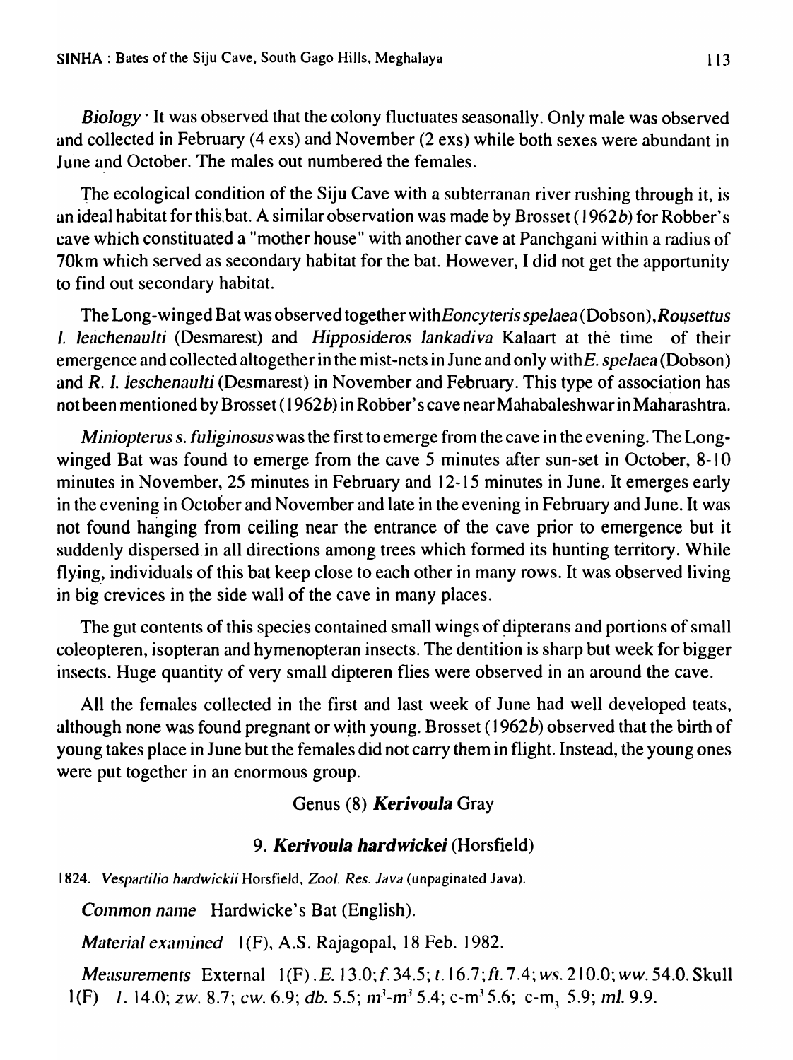*Biology* · It was observed that the colony fluctuates seasonally. Only male was observed and collected in February (4 exs) and November (2 exs) while both sexes were abundant in June and October. The males out numbered the females.

The ecological condition of the Siju Cave with a subterranan river rushing through it, is an ideal habitat for this bat. A similar observation was made by Brosset (1962*b*) for Robber's cave which constituated a "mother house" with another cave at Panchgani within a radius of 70km which served as secondary habitat for the bat. However, I did not get the apportunity to find out secondary habitat.

The Long-winged Bat was observed together with*Eoncyteris spelaea* (Dobson), *Rousettus l. leachenaulti* (Desmarest) and *Hipposideros lankadiva* Kalaart at the time of their emergence and collected altogether in the mist-nets in June and only with*E. spelaea* (Dobson) and *R. l. leschenaulti* (Desmarest) in November and February. This type of association has not been mentioned by Brosset (1962*b*) in Robber's cave near Mahabaleshwar in Maharashtra.

*Miniopterus s. fuliginosus* was the first to emerge from the cave in the evening. The Long-winged Bat was found to emerge from the cave 5 minutes after sun-set in October, 8-10 minutes in November, 25 minutes in February and 12-15 minutes in June. It emerges early in the evening in October and November and late in the evening in February and June. It was not found hanging from ceiling near the entrance of the cave prior to emergence but it suddenly dispersed in all directions among trees which formed its hunting territory. While flying, individuals of this bat keep close to each other in many rows. It was observed living in big crevices in the side wall of the cave in many places.

The gut contents of this species contained small wings of dipterans and portions of small coleopteren, isopteran and hymenopteran insects. The dentition is sharp but week for bigger insects. Huge quantity of very small dipteren flies were observed in an around the cave.

All the females collected in the first and last week of June had well developed teats, although none was found pregnant or with young. Brosset (1962*b*) observed that the birth of young takes place in June but the females did not carry them in flight. Instead, the young ones were put together in an enormous group.

## Genus (8) ***Kerivoula*** Gray

### 9. ***Kerivoula hardwickei*** (Horsfield)

1824. *Vespartilio hardwickii* Horsfield, *Zool. Res. Java* (unpaginated Java).

*Common name* Hardwicke's Bat (English).

*Material examined* 1(F), A.S. Rajagopal, 18 Feb. 1982.

*Measurements* External 1(F). *E.* 13.0; *f.* 34.5; *t.* 16.7; *ft.* 7.4; *ws.* 210.0; *ww.* 54.0. Skull 1(F) *l.* 14.0; *zw.* 8.7; *cw.* 6.9; *db.* 5.5; $m^3$-$m^3$ 5.4; c-$m^3$ 5.6; c-$m_3$ 5.9; *ml.* 9.9.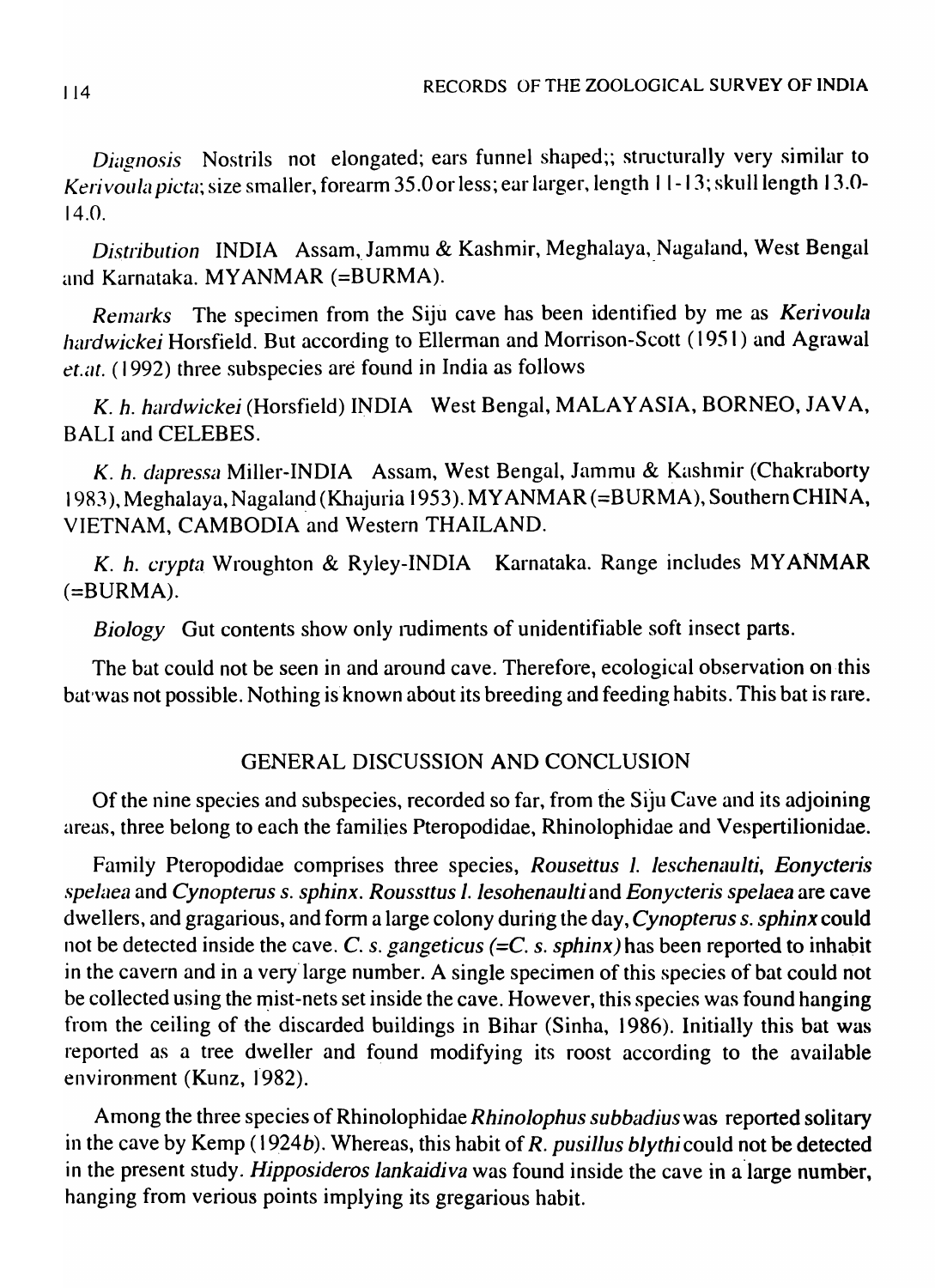*Diagnosis* Nostrils not elongated; ears funnel shaped;; structurally very similar to *Kerivoula picta*; size smaller, forearm 35.0 or less; ear larger, length 11-13; skull length 13.0-14.0.

*Distribution* INDIA Assam, Jammu & Kashmir, Meghalaya, Nagaland, West Bengal and Karnataka. MYANMAR (=BURMA).

*Remarks* The specimen from the Siju cave has been identified by me as *Kerivoula hardwickei* Horsfield. But according to Ellerman and Morrison-Scott (1951) and Agrawal *et.at.* (1992) three subspecies are found in India as follows

*K. h. hardwickei* (Horsfield) INDIA West Bengal, MALAYASIA, BORNEO, JAVA, BALI and CELEBES.

*K. h. dapressa* Miller-INDIA Assam, West Bengal, Jammu & Kashmir (Chakraborty 1983), Meghalaya, Nagaland (Khajuria 1953). MYANMAR (=BURMA), Southern CHINA, VIETNAM, CAMBODIA and Western THAILAND.

*K. h. crypta* Wroughton & Ryley-INDIA Karnataka. Range includes MYANMAR (=BURMA).

*Biology* Gut contents show only rudiments of unidentifiable soft insect parts.

The bat could not be seen in and around cave. Therefore, ecological observation on this bat was not possible. Nothing is known about its breeding and feeding habits. This bat is rare.

## GENERAL DISCUSSION AND CONCLUSION

Of the nine species and subspecies, recorded so far, from the Siju Cave and its adjoining areas, three belong to each the families Pteropodidae, Rhinolophidae and Vespertilionidae.

Family Pteropodidae comprises three species, *Rousettus l. leschenaulti, Eonycteris spelaea* and *Cynopterus s. sphinx*. *Roussttus l. lesohenaulti* and *Eonycteris spelaea* are cave dwellers, and gragarious, and form a large colony during the day, *Cynopterus s. sphinx* could not be detected inside the cave. *C. s. gangeticus (=C. s. sphinx)* has been reported to inhabit in the cavern and in a very large number. A single specimen of this species of bat could not be collected using the mist-nets set inside the cave. However, this species was found hanging from the ceiling of the discarded buildings in Bihar (Sinha, 1986). Initially this bat was reported as a tree dweller and found modifying its roost according to the available environment (Kunz, 1982).

Among the three species of Rhinolophidae *Rhinolophus subbadius* was reported solitary in the cave by Kemp (1924*b*). Whereas, this habit of *R. pusillus blythi* could not be detected in the present study. *Hipposideros lankaidiva* was found inside the cave in a large number, hanging from verious points implying its gregarious habit.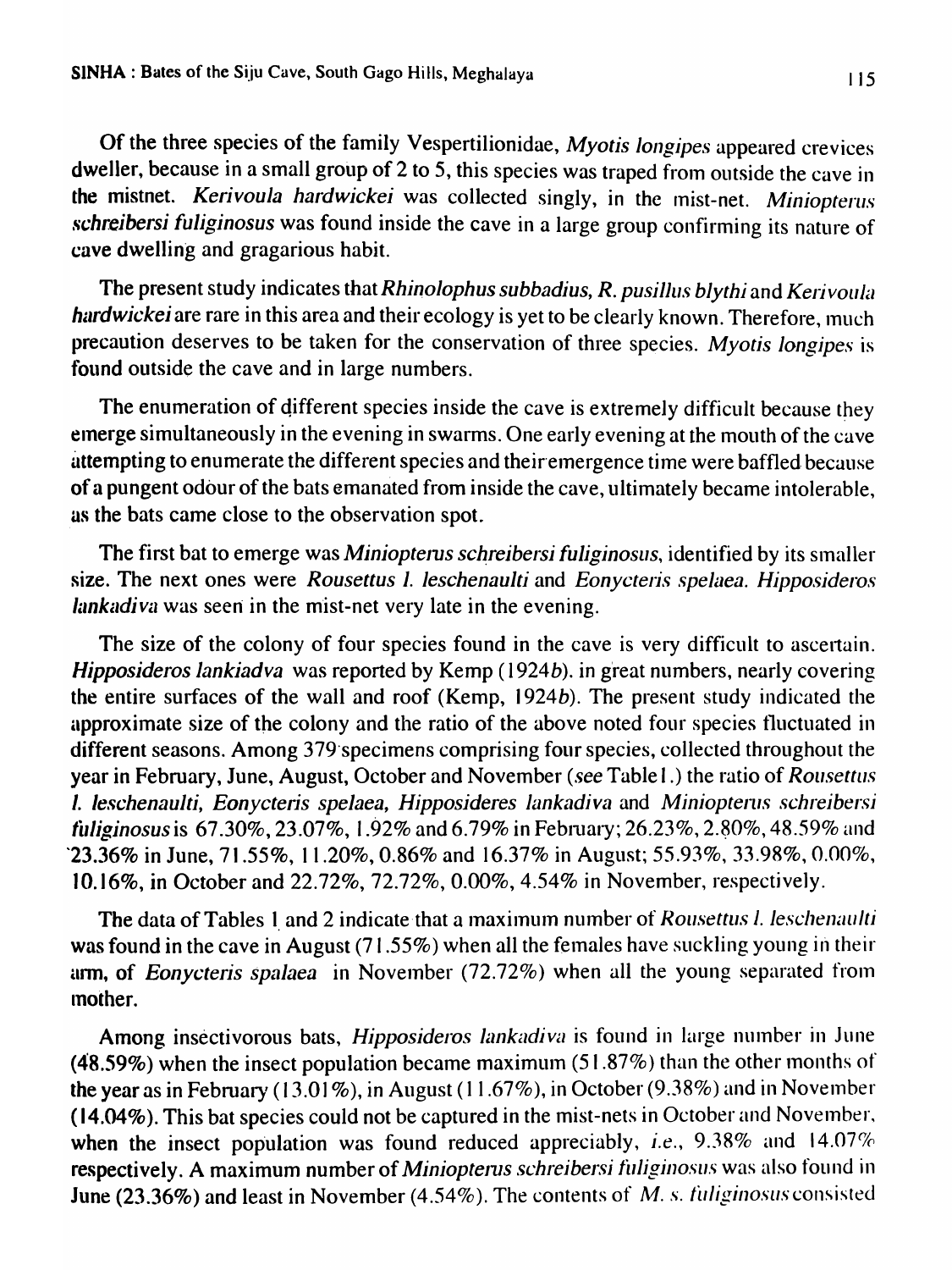Of the three species of the family Vespertilionidae, *Myotis longipes* appeared crevices dweller, because in a small group of 2 to 5, this species was traped from outside the cave in the mistnet. *Kerivoula hardwickei* was collected singly, in the mist-net. *Miniopterus schreibersi fuliginosus* was found inside the cave in a large group confirming its nature of cave dwelling and gragarious habit.

The present study indicates that *Rhinolophus subbadius, R. pusillus blythi* and *Kerivoula hardwickei* are rare in this area and their ecology is yet to be clearly known. Therefore, much precaution deserves to be taken for the conservation of three species. *Myotis longipes* is found outside the cave and in large numbers.

The enumeration of different species inside the cave is extremely difficult because they emerge simultaneously in the evening in swarms. One early evening at the mouth of the cave attempting to enumerate the different species and their emergence time were baffled because of a pungent odour of the bats emanated from inside the cave, ultimately became intolerable, as the bats came close to the observation spot.

The first bat to emerge was *Miniopterus schreibersi fuliginosus*, identified by its smaller size. The next ones were *Rousettus l. leschenaulti* and *Eonycteris spelaea. Hipposideros lankadiva* was seen in the mist-net very late in the evening.

The size of the colony of four species found in the cave is very difficult to ascertain. *Hipposideros lankiadva* was reported by Kemp (1924*b*). in great numbers, nearly covering the entire surfaces of the wall and roof (Kemp, 1924*b*). The present study indicated the approximate size of the colony and the ratio of the above noted four species fluctuated in different seasons. Among 379 specimens comprising four species, collected throughout the year in February, June, August, October and November (*see* Table I.) the ratio of *Rousettus l. leschenaulti, Eonycteris spelaea, Hipposideres lankadiva* and *Miniopterus schreibersi fuliginosus* is 67.30%, 23.07%, 1.92% and 6.79% in February; 26.23%, 2.80%, 48.59% and 23.36% in June, 71.55%, 11.20%, 0.86% and 16.37% in August; 55.93%, 33.98%, 0.00%, 10.16%, in October and 22.72%, 72.72%, 0.00%, 4.54% in November, respectively.

The data of Tables 1 and 2 indicate that a maximum number of *Rousettus l. leschenaulti* was found in the cave in August (71.55%) when all the females have suckling young in their arm, of *Eonycteris spalaea* in November (72.72%) when all the young separated from mother.

Among insectivorous bats, *Hipposideros lankadiva* is found in large number in June (48.59%) when the insect population became maximum (51.87%) than the other months of the year as in February (13.01%), in August (11.67%), in October (9.38%) and in November (14.04%). This bat species could not be captured in the mist-nets in October and November, when the insect population was found reduced appreciably, *i.e.*, 9.38% and 14.07% respectively. A maximum number of *Miniopterus schreibersi fuliginosus* was also found in June (23.36%) and least in November (4.54%). The contents of *M. s. fuliginosus* consisted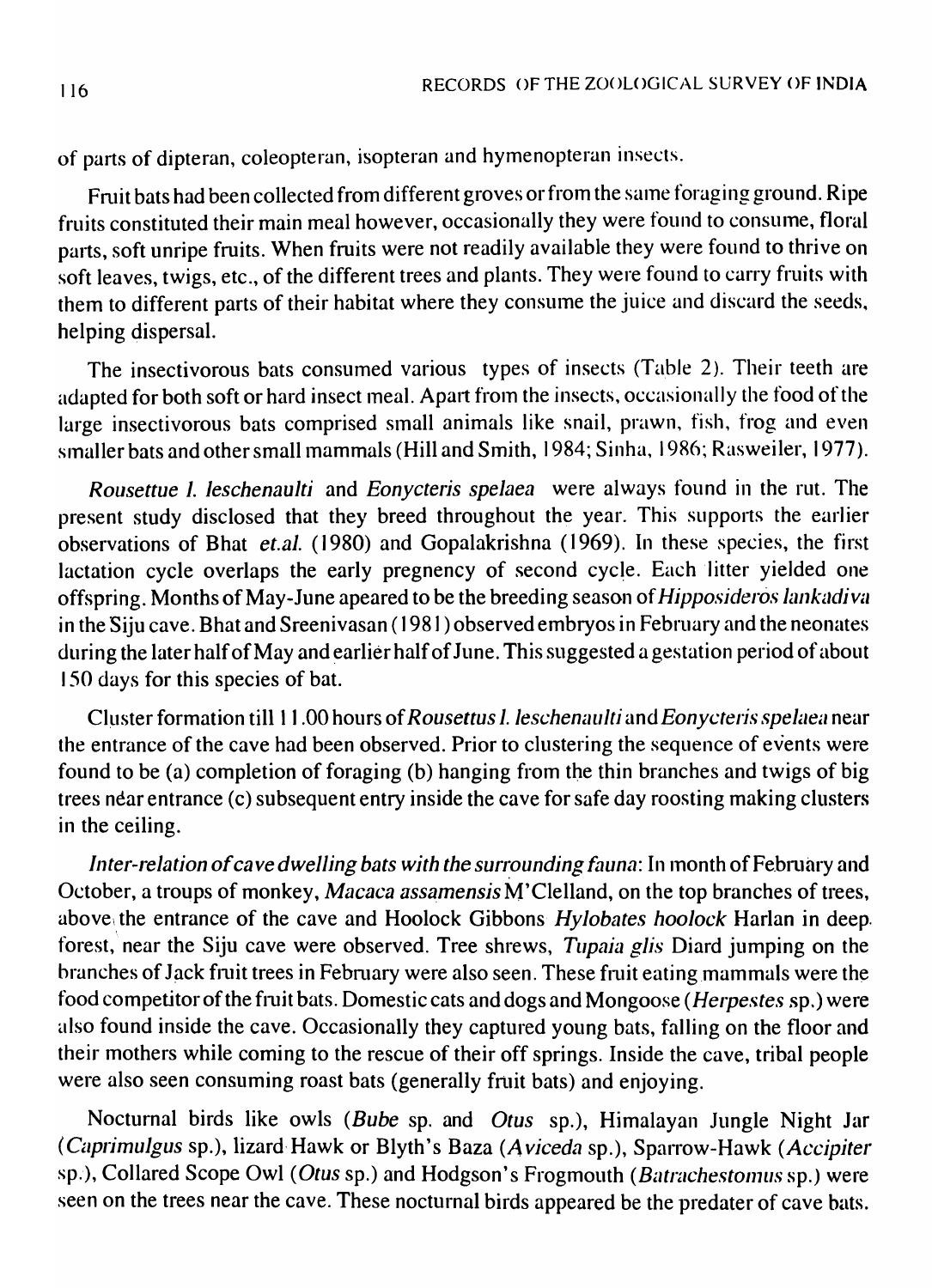of parts of dipteran, coleopteran, isopteran and hymenopteran insects.

Fruit bats had been collected from different groves or from the same foraging ground. Ripe fruits constituted their main meal however, occasionally they were found to consume, floral parts, soft unripe fruits. When fruits were not readily available they were found to thrive on soft leaves, twigs, etc., of the different trees and plants. They were found to carry fruits with them to different parts of their habitat where they consume the juice and discard the seeds, helping dispersal.

The insectivorous bats consumed various types of insects (Table 2). Their teeth are adapted for both soft or hard insect meal. Apart from the insects, occasionally the food of the large insectivorous bats comprised small animals like snail, prawn, fish, frog and even smaller bats and other small mammals (Hill and Smith, 1984; Sinha, 1986; Rasweiler, 1977).

*Rousettue l. leschenaulti* and *Eonycteris spelaea* were always found in the rut. The present study disclosed that they breed throughout the year. This supports the earlier observations of Bhat *et.al.* (1980) and Gopalakrishna (1969). In these species, the first lactation cycle overlaps the early pregnency of second cycle. Each litter yielded one offspring. Months of May-June apeared to be the breeding season of *Hipposideros lankadiva* in the Siju cave. Bhat and Sreenivasan (1981) observed embryos in February and the neonates during the later half of May and earlier half of June. This suggested a gestation period of about 150 days for this species of bat.

Cluster formation till 11.00 hours of *Rousettus l. leschenaulti* and *Eonycteris spelaea* near the entrance of the cave had been observed. Prior to clustering the sequence of events were found to be (a) completion of foraging (b) hanging from the thin branches and twigs of big trees near entrance (c) subsequent entry inside the cave for safe day roosting making clusters in the ceiling.

*Inter-relation of cave dwelling bats with the surrounding fauna*: In month of February and October, a troups of monkey, *Macaca assamensis* M'Clelland, on the top branches of trees, above the entrance of the cave and Hoolock Gibbons *Hylobates hoolock* Harlan in deep forest, near the Siju cave were observed. Tree shrews, *Tupaia glis* Diard jumping on the branches of Jack fruit trees in February were also seen. These fruit eating mammals were the food competitor of the fruit bats. Domestic cats and dogs and Mongoose (*Herpestes* sp.) were also found inside the cave. Occasionally they captured young bats, falling on the floor and their mothers while coming to the rescue of their off springs. Inside the cave, tribal people were also seen consuming roast bats (generally fruit bats) and enjoying.

Nocturnal birds like owls (*Bube* sp. and *Otus* sp.), Himalayan Jungle Night Jar (*Caprimulgus* sp.), lizard Hawk or Blyth's Baza (*Aviceda* sp.), Sparrow-Hawk (*Accipiter* sp.), Collared Scope Owl (*Otus* sp.) and Hodgson's Frogmouth (*Batrachestomus* sp.) were seen on the trees near the cave. These nocturnal birds appeared be the predater of cave bats.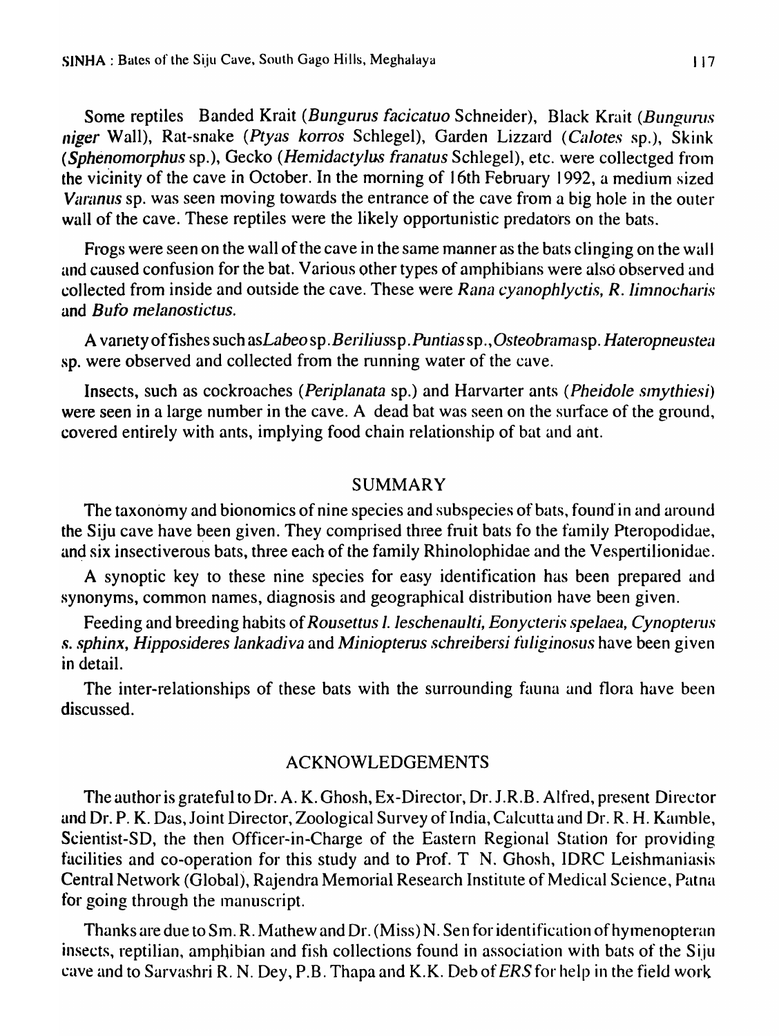Some reptiles Banded Krait (*Bungurus facicatuo* Schneider), Black Krait (*Bungurus niger* Wall), Rat-snake (*Ptyas korros* Schlegel), Garden Lizzard (*Calotes* sp.), Skink (*Sphenomorphus* sp.), Gecko (*Hemidactylus franatus* Schlegel), etc. were collectged from the vicinity of the cave in October. In the morning of 16th February 1992, a medium sized *Varanus* sp. was seen moving towards the entrance of the cave from a big hole in the outer wall of the cave. These reptiles were the likely opportunistic predators on the bats.

Frogs were seen on the wall of the cave in the same manner as the bats clinging on the wall and caused confusion for the bat. Various other types of amphibians were also observed and collected from inside and outside the cave. These were *Rana cyanophlyctis, R. limnocharis* and *Bufo melanostictus*.

A variety of fishes such as*Labeo* sp. *Beriliuss* p. *Puntias* sp., *Osteobrama* sp. *Hateropneustea* sp. were observed and collected from the running water of the cave.

Insects, such as cockroaches (*Periplanata* sp.) and Harvarter ants (*Pheidole smythiesi*) were seen in a large number in the cave. A dead bat was seen on the surface of the ground, covered entirely with ants, implying food chain relationship of bat and ant.

## SUMMARY

The taxonomy and bionomics of nine species and subspecies of bats, found in and around the Siju cave have been given. They comprised three fruit bats fo the family Pteropodidae, and six insectiverous bats, three each of the family Rhinolophidae and the Vespertilionidae.

A synoptic key to these nine species for easy identification has been prepared and synonyms, common names, diagnosis and geographical distribution have been given.

Feeding and breeding habits of *Rousettus l. leschenaulti, Eonycteris spelaea, Cynopterus s. sphinx, Hipposideres lankadiva* and *Miniopterus schreibersi fuliginosus* have been given in detail.

The inter-relationships of these bats with the surrounding fauna and flora have been discussed.

## ACKNOWLEDGEMENTS

The author is grateful to Dr. A. K. Ghosh, Ex-Director, Dr. J.R.B. Alfred, present Director and Dr. P. K. Das, Joint Director, Zoological Survey of India, Calcutta and Dr. R. H. Kamble, Scientist-SD, the then Officer-in-Charge of the Eastern Regional Station for providing facilities and co-operation for this study and to Prof. T N. Ghosh, IDRC Leishmaniasis Central Network (Global), Rajendra Memorial Research Institute of Medical Science, Patna for going through the manuscript.

Thanks are due to Sm. R. Mathew and Dr. (Miss) N. Sen for identification of hymenopteran insects, reptilian, amphibian and fish collections found in association with bats of the Siju cave and to Sarvashri R. N. Dey, P.B. Thapa and K.K. Deb of *ERS* for help in the field work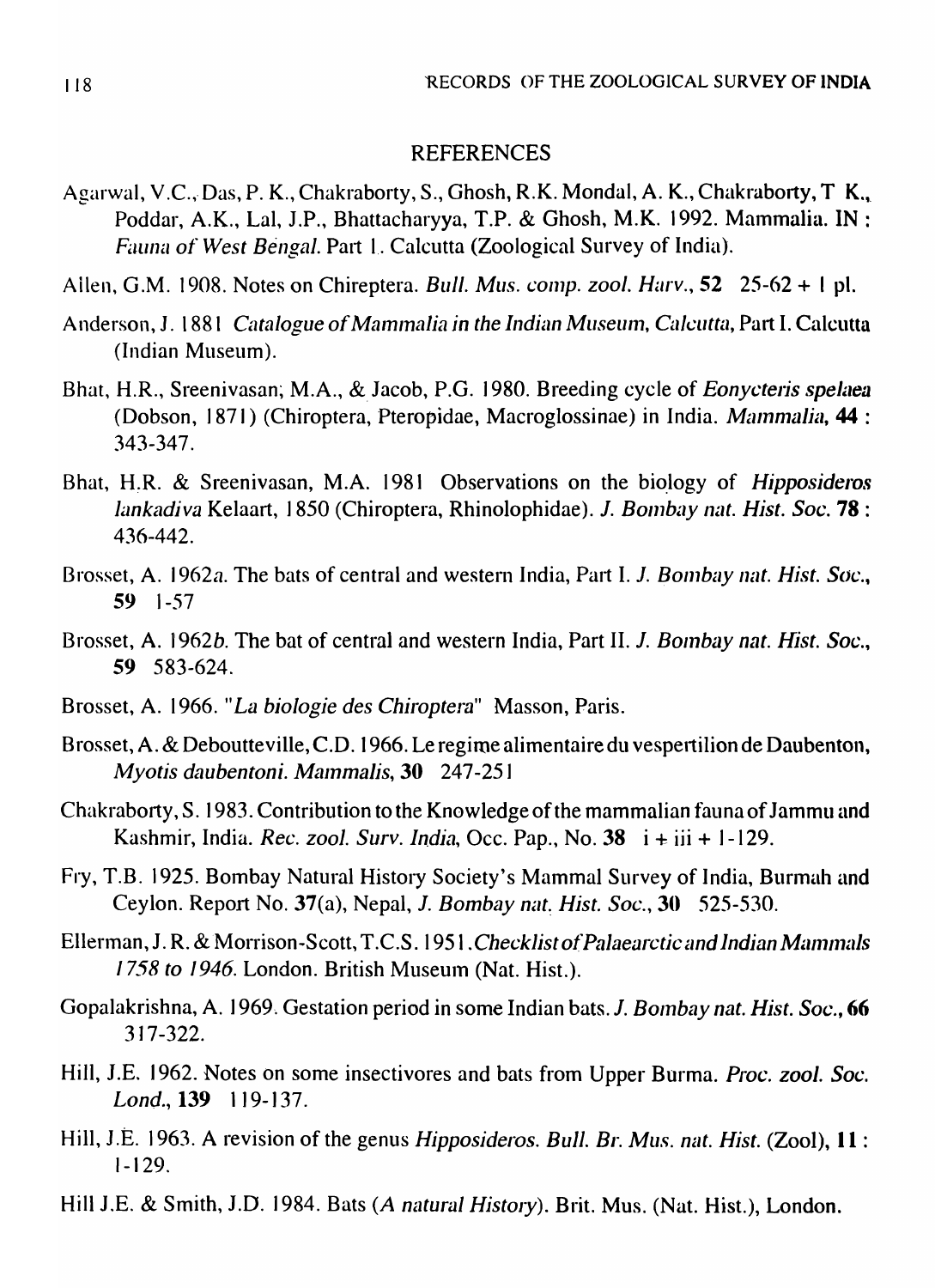## REFERENCES

Agarwal, V.C., Das, P. K., Chakraborty, S., Ghosh, R.K. Mondal, A. K., Chakraborty, T K., Poddar, A.K., Lal, J.P., Bhattacharyya, T.P. & Ghosh, M.K. 1992. Mammalia. IN : *Fauna of West Bengal*. Part 1. Calcutta (Zoological Survey of India).

Allen, G.M. 1908. Notes on Chireptera. *Bull. Mus. comp. zool. Harv.*, **52** 25-62 + 1 pl.

Anderson, J. 1881 *Catalogue of Mammalia in the Indian Museum, Calcutta*, Part I. Calcutta (Indian Museum).

Bhat, H.R., Sreenivasan, M.A., & Jacob, P.G. 1980. Breeding cycle of *Eonycteris spelaea* (Dobson, 1871) (Chiroptera, Pteropidae, Macroglossinae) in India. *Mammalia*, **44** : 343-347.

Bhat, H.R. & Sreenivasan, M.A. 1981 Observations on the biology of *Hipposideros lankadiva* Kelaart, 1850 (Chiroptera, Rhinolophidae). *J. Bombay nat. Hist. Soc.* **78** : 436-442.

Brosset, A. 1962*a*. The bats of central and western India, Part I. *J. Bombay nat. Hist. Soc.*, **59** 1-57

Brosset, A. 1962*b*. The bat of central and western India, Part II. *J. Bombay nat. Hist. Soc.*, **59** 583-624.

Brosset, A. 1966. "*La biologie des Chiroptera*" Masson, Paris.

Brosset, A. & Deboutteville, C.D. 1966. Le regime alimentaire du vespertilion de Daubenton, *Myotis daubentoni*. *Mammalis*, **30** 247-251

Chakraborty, S. 1983. Contribution to the Knowledge of the mammalian fauna of Jammu and Kashmir, India. *Rec. zool. Surv. India*, Occ. Pap., No. **38** i + iii + 1-129.

Fry, T.B. 1925. Bombay Natural History Society's Mammal Survey of India, Burmah and Ceylon. Report No. **37**(a), Nepal, *J. Bombay nat. Hist. Soc.*, **30** 525-530.

Ellerman, J. R. & Morrison-Scott, T.C.S. 1951. *Checklist of Palaearctic and Indian Mammals 1758 to 1946*. London. British Museum (Nat. Hist.).

Gopalakrishna, A. 1969. Gestation period in some Indian bats. *J. Bombay nat. Hist. Soc.*, **66** 317-322.

Hill, J.E. 1962. Notes on some insectivores and bats from Upper Burma. *Proc. zool. Soc. Lond.*, **139** 119-137.

Hill, J.E. 1963. A revision of the genus *Hipposideros*. *Bull. Br. Mus. nat. Hist.* (Zool), **11** : 1-129.

Hill J.E. & Smith, J.D. 1984. Bats (*A natural History*). Brit. Mus. (Nat. Hist.), London.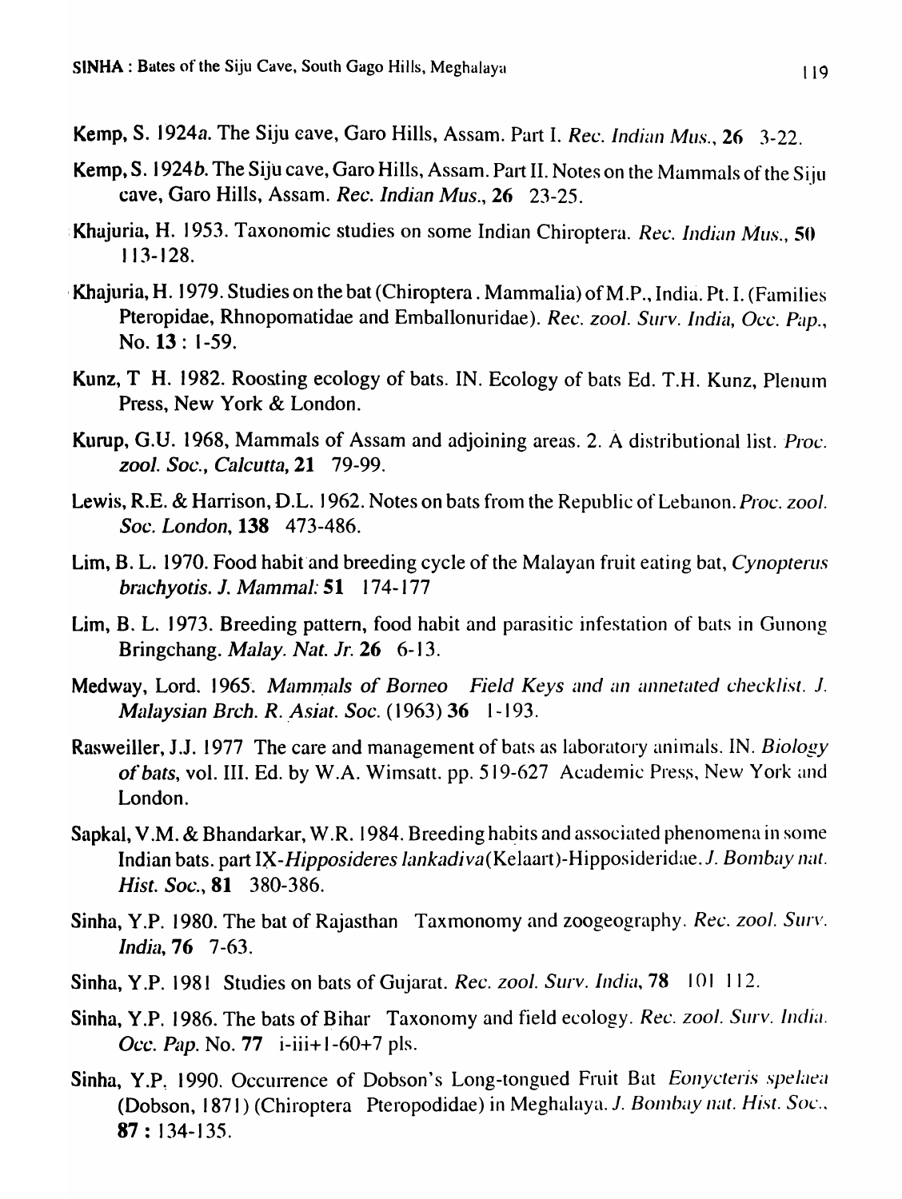**Kemp, S.** 1924*a*. The Siju cave, Garo Hills, Assam. Part I. *Rec. Indian Mus.*, **26** 3-22.

**Kemp, S.** 1924*b*. The Siju cave, Garo Hills, Assam. Part II. Notes on the Mammals of the Siju cave, Garo Hills, Assam. *Rec. Indian Mus.*, **26** 23-25.

**Khajuria, H.** 1953. Taxonomic studies on some Indian Chiroptera. *Rec. Indian Mus.*, **50** 113-128.

**Khajuria, H.** 1979. Studies on the bat (Chiroptera . Mammalia) of M.P., India. Pt. I. (Families Pteropidae, Rhnopomatidae and Emballonuridae). *Rec. zool. Surv. India, Occ. Pap.*, No. **13** : 1-59.

**Kunz, T H.** 1982. Roosting ecology of bats. IN. Ecology of bats Ed. T.H. Kunz, Plenum Press, New York & London.

**Kurup, G.U.** 1968, Mammals of Assam and adjoining areas. 2. A distributional list. *Proc. zool. Soc., Calcutta*, **21** 79-99.

**Lewis, R.E. & Harrison, D.L.** 1962. Notes on bats from the Republic of Lebanon. *Proc. zool. Soc. London*, **138** 473-486.

**Lim, B. L.** 1970. Food habit and breeding cycle of the Malayan fruit eating bat, *Cynopterus brachyotis. J. Mammal:* **51** 174-177

**Lim, B. L.** 1973. Breeding pattern, food habit and parasitic infestation of bats in Gunong Bringchang. *Malay. Nat. Jr.* **26** 6-13.

**Medway, Lord.** 1965. *Mammals of Borneo Field Keys and an annetated checklist. J. Malaysian Brch. R. Asiat. Soc.* (1963) **36** 1-193.

**Rasweiller, J.J.** 1977 The care and management of bats as laboratory animals. IN. *Biology of bats*, vol. III. Ed. by W.A. Wimsatt. pp. 519-627 Academic Press, New York and London.

**Sapkal, V.M. & Bhandarkar, W.R.** 1984. Breeding habits and associated phenomena in some Indian bats. part IX-*Hipposideres lankadiva*(Kelaart)-Hipposideridae. *J. Bombay nat. Hist. Soc.*, **81** 380-386.

**Sinha, Y.P.** 1980. The bat of Rajasthan Taxmonomy and zoogeography. *Rec. zool. Surv. India*, **76** 7-63.

**Sinha, Y.P.** 1981 Studies on bats of Gujarat. *Rec. zool. Surv. India*, **78** 101 112.

**Sinha, Y.P.** 1986. The bats of Bihar Taxonomy and field ecology. *Rec. zool. Surv. India. Occ. Pap.* No. **77** i-iii+1-60+7 pls.

**Sinha, Y.P.** 1990. Occurrence of Dobson's Long-tongued Fruit Bat *Eonycteris spelaea* (Dobson, 1871) (Chiroptera Pteropodidae) in Meghalaya. *J. Bombay nat. Hist. Soc.*, **87** : 134-135.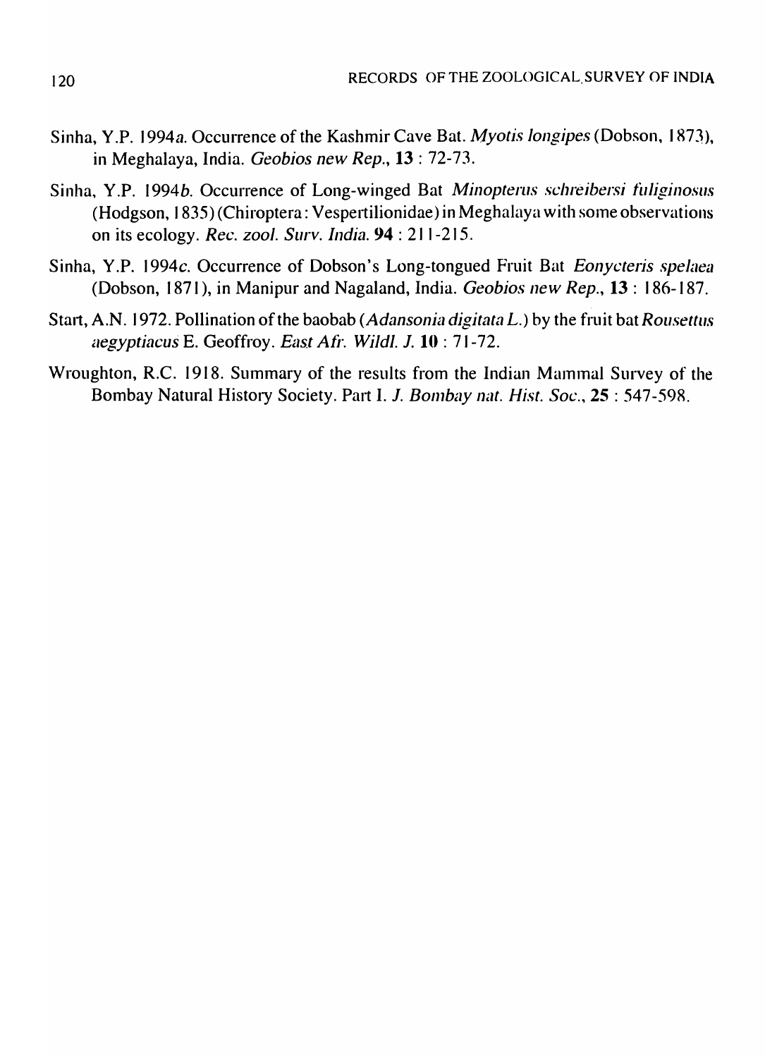Sinha, Y.P. 1994*a*. Occurrence of the Kashmir Cave Bat. *Myotis longipes* (Dobson, 1873), in Meghalaya, India. *Geobios new Rep.*, **13** : 72-73.

Sinha, Y.P. 1994*b*. Occurrence of Long-winged Bat *Minopterus schreibersi fuliginosus* (Hodgson, 1835) (Chiroptera : Vespertilionidae) in Meghalaya with some observations on its ecology. *Rec. zool. Surv. India.* **94** : 211-215.

Sinha, Y.P. 1994*c*. Occurrence of Dobson's Long-tongued Fruit Bat *Eonycteris spelaea* (Dobson, 1871), in Manipur and Nagaland, India. *Geobios new Rep.*, **13** : 186-187.

Start, A.N. 1972. Pollination of the baobab (*Adansonia digitata L.*) by the fruit bat *Rousettus aegyptiacus* E. Geoffroy. *East Afr. Wildl. J.* **10** : 71-72.

Wroughton, R.C. 1918. Summary of the results from the Indian Mammal Survey of the Bombay Natural History Society. Part I. *J. Bombay nat. Hist. Soc.*, **25** : 547-598.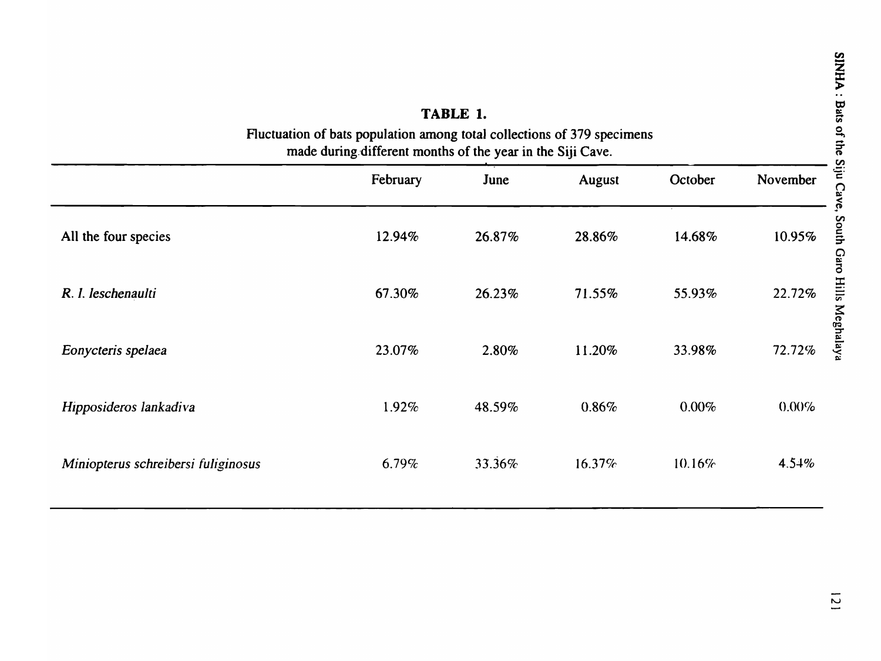**TABLE 1.**

Fluctuation of bats population among total collections of 379 specimens made during different months of the year in the Siji Cave.

| | February | June | August | October | November |
|---|---|---|---|---|---|
| All the four species | 12.94% | 26.87% | 28.86% | 14.68% | 10.95% |
| *R. l. leschenaulti* | 67.30% | 26.23% | 71.55% | 55.93% | 22.72% |
| *Eonycteris spelaea* | 23.07% | 2.80% | 11.20% | 33.98% | 72.72% |
| *Hipposideros lankadiva* | 1.92% | 48.59% | 0.86% | 0.00% | 0.00% |
| *Miniopterus schreibersi fuliginosus* | 6.79% | 33.36% | 16.37% | 10.16% | 4.54% |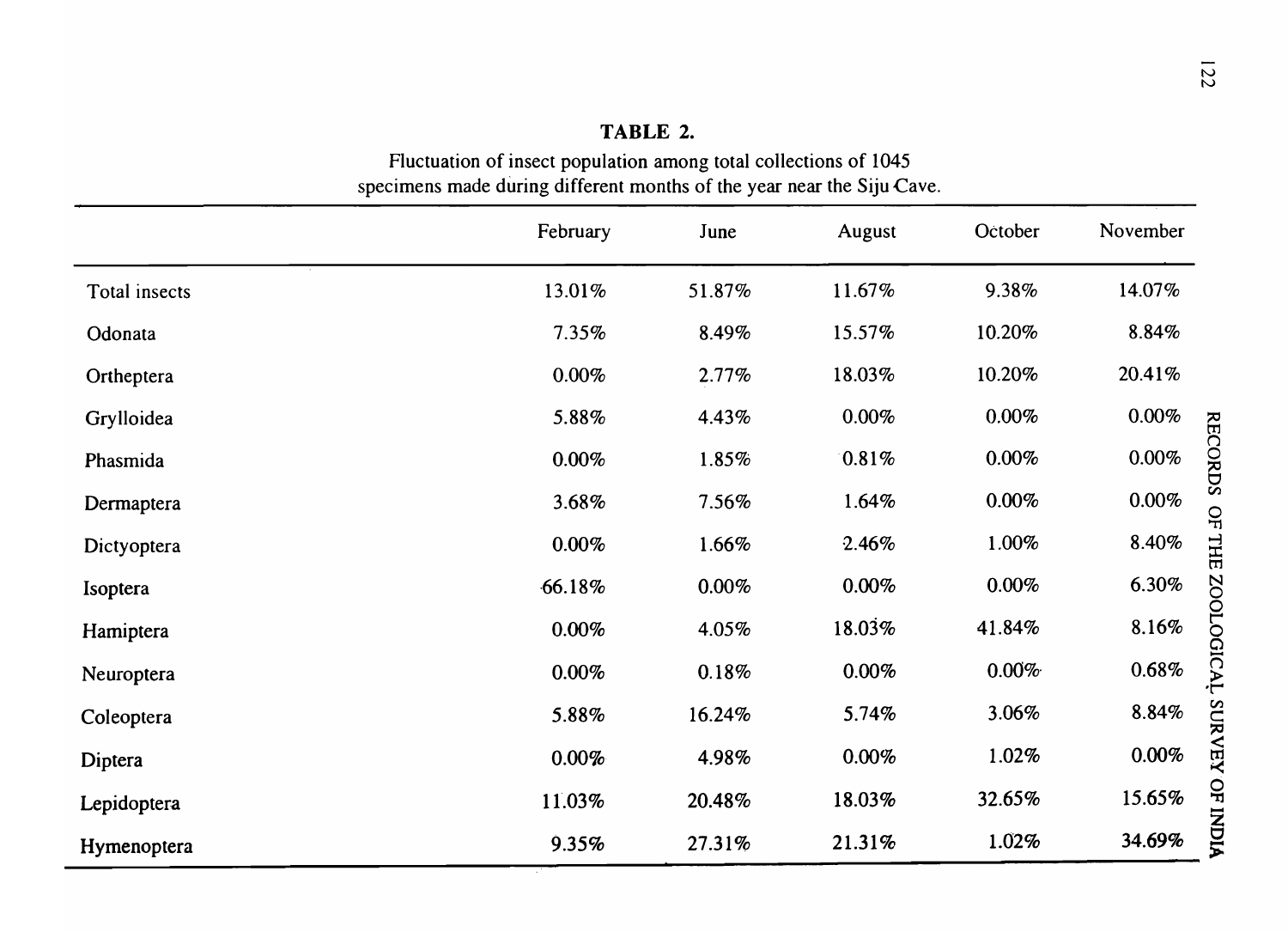**TABLE 2.**

Fluctuation of insect population among total collections of 1045 specimens made during different months of the year near the Siju Cave.

| | February | June | August | October | November |
|---|---|---|---|---|---|
| Total insects | 13.01% | 51.87% | 11.67% | 9.38% | 14.07% |
| Odonata | 7.35% | 8.49% | 15.57% | 10.20% | 8.84% |
| Ortheptera | 0.00% | 2.77% | 18.03% | 10.20% | 20.41% |
| Grylloidea | 5.88% | 4.43% | 0.00% | 0.00% | 0.00% |
| Phasmida | 0.00% | 1.85% | 0.81% | 0.00% | 0.00% |
| Dermaptera | 3.68% | 7.56% | 1.64% | 0.00% | 0.00% |
| Dictyoptera | 0.00% | 1.66% | 2.46% | 1.00% | 8.40% |
| Isoptera | 66.18% | 0.00% | 0.00% | 0.00% | 6.30% |
| Hamiptera | 0.00% | 4.05% | 18.03% | 41.84% | 8.16% |
| Neuroptera | 0.00% | 0.18% | 0.00% | 0.00% | 0.68% |
| Coleoptera | 5.88% | 16.24% | 5.74% | 3.06% | 8.84% |
| Diptera | 0.00% | 4.98% | 0.00% | 1.02% | 0.00% |
| Lepidoptera | 11.03% | 20.48% | 18.03% | 32.65% | 15.65% |
| Hymenoptera | 9.35% | 27.31% | 21.31% | 1.02% | 34.69% |